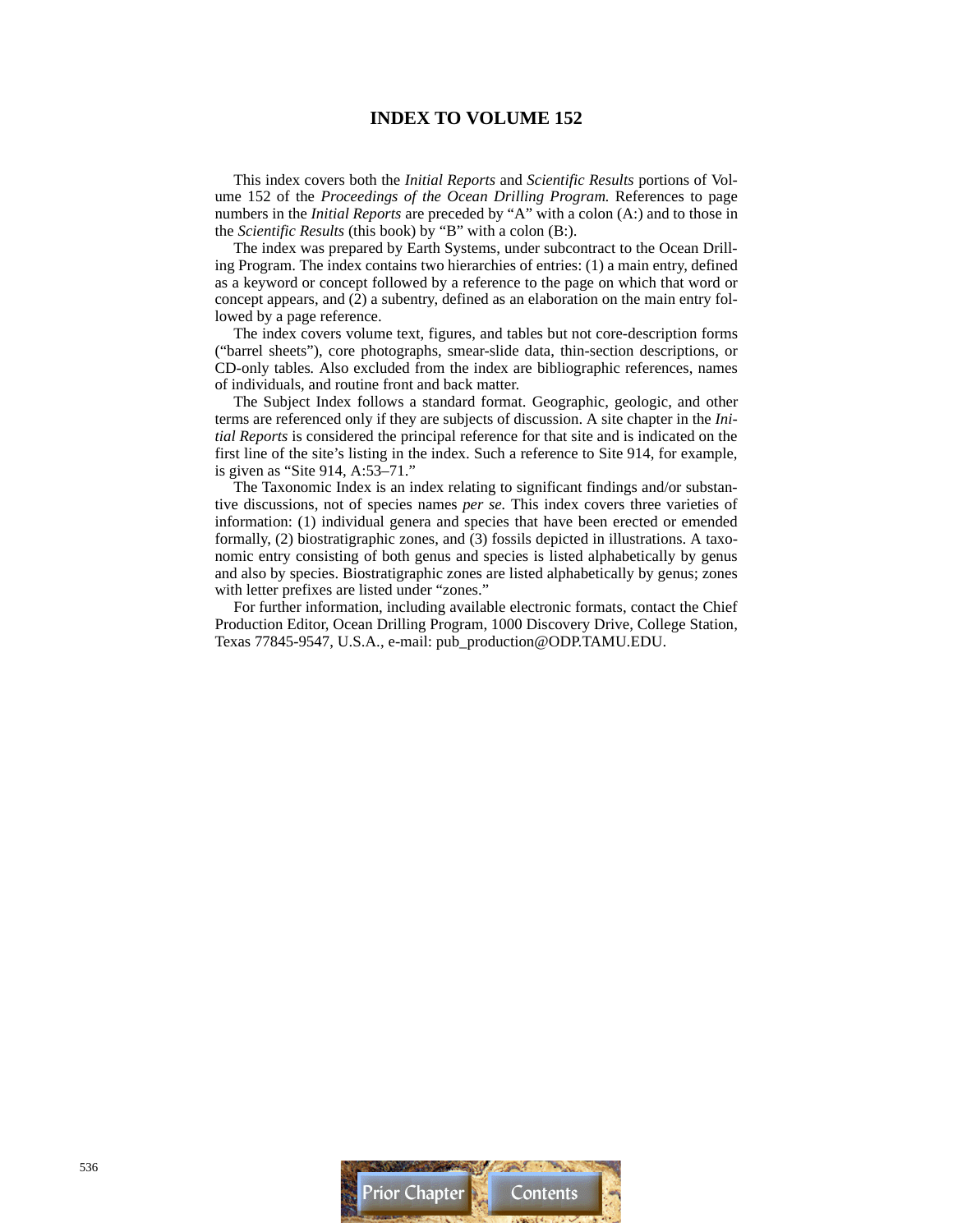# INDEX TO VOLUME 152

This index covers both the *Initial Reports* and *Scientific Results* portions of Volume 152 of the *Proceedings of the Ocean Drilling Program.* References to page numbers in the *Initial Reports* are preceded by "A" with a colon (A:) and to those in the *Scientific Results* (this book) by "B" with a colon (B:).

The index was prepared by Earth Systems, under subcontract to the Ocean Drilling Program. The index contains two hierarchies of entries: (1) a main entry, defined as a keyword or concept followed by a reference to the page on which that word or concept appears, and (2) a subentry, defined as an elaboration on the main entry followed by a page reference.

The index covers volume text, figures, and tables but not core-description forms ("barrel sheets"), core photographs, smear-slide data, thin-section descriptions, or CD-only tables. Also excluded from the index are bibliographic references, names of individuals, and routine front and back matter.

The Subject Index follows a standard format. Geographic, geologic, and other terms are referenced only if they are subjects of discussion. A site chapter in the *Initial Reports* is considered the principal reference for that site and is indicated on the first line of the site's listing in the index. Such a reference to Site 914, for example, is given as "Site 914, A:53–71."

The Taxonomic Index is an index relating to significant findings and/or substantive discussions, not of species names *per se.* This index covers three varieties of information: (1) individual genera and species that have been erected or emended formally, (2) biostratigraphic zones, and (3) fossils depicted in illustrations. A taxonomic entry consisting of both genus and species is listed alphabetically by genus and also by species. Biostratigraphic zones are listed alphabetically by genus; zones with letter prefixes are listed under "zones."

For further information, including available electronic formats, contact the Chief Production Editor, Ocean Drilling Program, 1000 Discovery Drive, College Station, Texas 77845-9547, U.S.A., e-mail: pub_production@ODP.TAMU.EDU.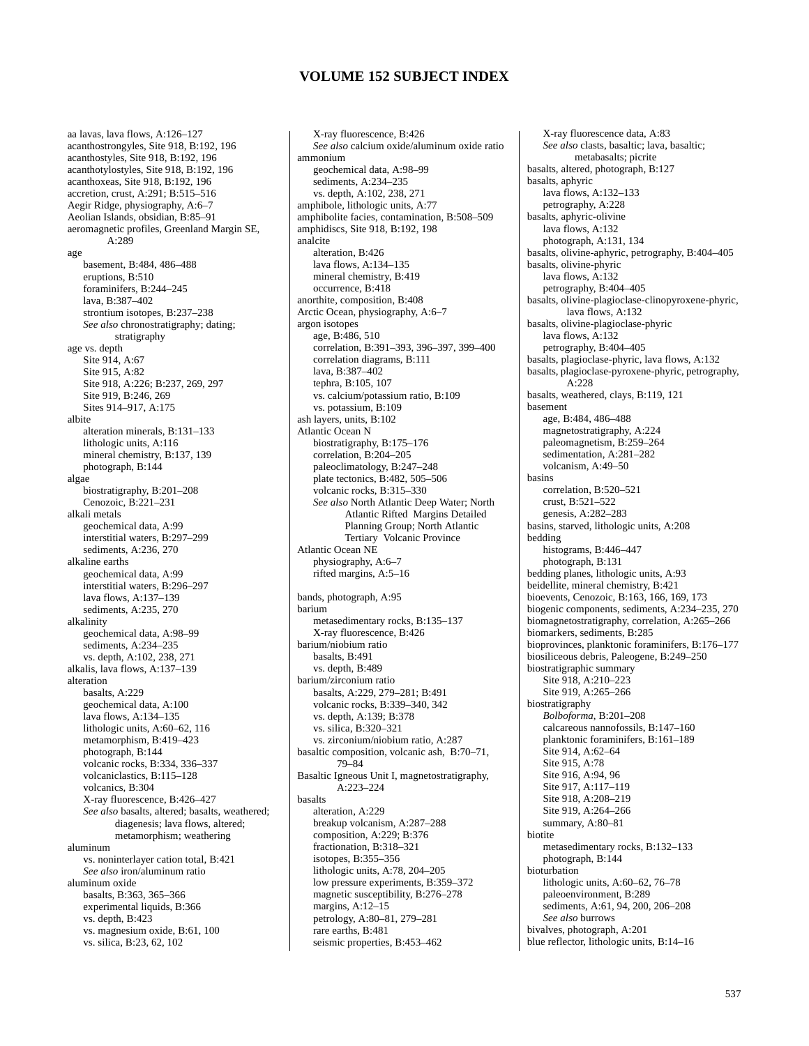# VOLUME 152 SUBJECT INDEX

aa lavas, lava flows, A:126–127
acanthostrongyles, Site 918, B:192, 196
acanthostyles, Site 918, B:192, 196
acanthotylostyles, Site 918, B:192, 196
acanthoxeas, Site 918, B:192, 196
accretion, crust, A:291; B:515–516
Aegir Ridge, physiography, A:6–7
Aeolian Islands, obsidian, B:85–91
aeromagnetic profiles, Greenland Margin SE, A:289
age
- basement, B:484, 486–488
- eruptions, B:510
- foraminifers, B:244–245
- lava, B:387–402
- strontium isotopes, B:237–238
- *See also* chronostratigraphy; dating; stratigraphy

age vs. depth
- Site 914, A:67
- Site 915, A:82
- Site 918, A:226; B:237, 269, 297
- Site 919, B:246, 269
- Sites 914–917, A:175

albite
- alteration minerals, B:131–133
- lithologic units, A:116
- mineral chemistry, B:137, 139
- photograph, B:144

algae
- biostratigraphy, B:201–208
- Cenozoic, B:221–231

alkali metals
- geochemical data, A:99
- interstitial waters, B:297–299
- sediments, A:236, 270

alkaline earths
- geochemical data, A:99
- interstitial waters, B:296–297
- lava flows, A:137–139
- sediments, A:235, 270

alkalinity
- geochemical data, A:98–99
- sediments, A:234–235
- vs. depth, A:102, 238, 271

alkalis, lava flows, A:137–139
alteration
- basalts, A:229
- geochemical data, A:100
- lava flows, A:134–135
- lithologic units, A:60–62, 116
- metamorphism, B:419–423
- photograph, B:144
- volcanic rocks, B:334, 336–337
- volcaniclastics, B:115–128
- volcanics, B:304
- X-ray fluorescence, B:426–427
- *See also* basalts, altered; basalts, weathered; diagenesis; lava flows, altered; metamorphism; weathering

aluminum
- vs. noninterlayer cation total, B:421
- *See also* iron/aluminum ratio

aluminum oxide
- basalts, B:363, 365–366
- experimental liquids, B:366
- vs. depth, B:423
- vs. magnesium oxide, B:61, 100
- vs. silica, B:23, 62, 102
- X-ray fluorescence, B:426
- *See also* calcium oxide/aluminum oxide ratio

ammonium
- geochemical data, A:98–99
- sediments, A:234–235
- vs. depth, A:102, 238, 271

amphibole, lithologic units, A:77
amphibolite facies, contamination, B:508–509
amphidiscs, Site 918, B:192, 198
analcite
- alteration, B:426
- lava flows, A:134–135
- mineral chemistry, B:419
- occurrence, B:418

anorthite, composition, B:408
Arctic Ocean, physiography, A:6–7
argon isotopes
- age, B:486, 510
- correlation, B:391–393, 396–397, 399–400
- correlation diagrams, B:111
- lava, B:387–402
- tephra, B:105, 107
- vs. calcium/potassium ratio, B:109
- vs. potassium, B:109

ash layers, units, B:102
Atlantic Ocean N
- biostratigraphy, B:175–176
- correlation, B:204–205
- paleoclimatology, B:247–248
- plate tectonics, B:482, 505–506
- volcanic rocks, B:315–330
- *See also* North Atlantic Deep Water; North Atlantic Rifted Margins Detailed Planning Group; North Atlantic Tertiary Volcanic Province

Atlantic Ocean NE
- physiography, A:6–7
- rifted margins, A:5–16

bands, photograph, A:95
barium
- metasedimentary rocks, B:135–137
- X-ray fluorescence, B:426

barium/niobium ratio
- basalts, B:491
- vs. depth, B:489

barium/zirconium ratio
- basalts, A:229, 279–281; B:491
- volcanic rocks, B:339–340, 342
- vs. depth, A:139; B:378
- vs. silica, B:320–321
- vs. zirconium/niobium ratio, A:287

basaltic composition, volcanic ash, B:70–71, 79–84
Basaltic Igneous Unit I, magnetostratigraphy, A:223–224
basalts
- alteration, A:229
- breakup volcanism, A:287–288
- composition, A:229; B:376
- fractionation, B:318–321
- isotopes, B:355–356
- lithologic units, A:78, 204–205
- low pressure experiments, B:359–372
- magnetic susceptibility, B:276–278
- margins, A:12–15
- petrology, A:80–81, 279–281
- rare earths, B:481
- seismic properties, B:453–462
- X-ray fluorescence data, A:83
- *See also* clasts, basaltic; lava, basaltic; metabasalts; picrite

basalts, altered, photograph, B:127
basalts, aphyric
- lava flows, A:132–133
- petrography, A:228

basalts, aphyric-olivine
- lava flows, A:132
- photograph, A:131, 134

basalts, olivine-aphyric, petrography, B:404–405
basalts, olivine-phyric
- lava flows, A:132
- petrography, B:404–405

basalts, olivine-plagioclase-clinopyroxene-phyric, lava flows, A:132
basalts, olivine-plagioclase-phyric
- lava flows, A:132
- petrography, B:404–405

basalts, plagioclase-phyric, lava flows, A:132
basalts, plagioclase-pyroxene-phyric, petrography, A:228
basalts, weathered, clays, B:119, 121
basement
- age, B:484, 486–488
- magnetostratigraphy, A:224
- paleomagnetism, B:259–264
- sedimentation, A:281–282
- volcanism, A:49–50

basins
- correlation, B:520–521
- crust, B:521–522
- genesis, A:282–283

basins, starved, lithologic units, A:208
bedding
- histograms, B:446–447
- photograph, B:131

bedding planes, lithologic units, A:93
beidellite, mineral chemistry, B:421
bioevents, Cenozoic, B:163, 166, 169, 173
biogenic components, sediments, A:234–235, 270
biomagnetostratigraphy, correlation, A:265–266
biomarkers, sediments, B:285
bioprovinces, planktonic foraminifers, B:176–177
biosiliceous debris, Paleogene, B:249–250
biostratigraphic summary
- Site 918, A:210–223
- Site 919, A:265–266

biostratigraphy
- *Bolboforma*, B:201–208
- calcareous nannofossils, B:147–160
- planktonic foraminifers, B:161–189
- Site 914, A:62–64
- Site 915, A:78
- Site 916, A:94, 96
- Site 917, A:117–119
- Site 918, A:208–219
- Site 919, A:264–266
- summary, A:80–81

biotite
- metasedimentary rocks, B:132–133
- photograph, B:144

bioturbation
- lithologic units, A:60–62, 76–78
- paleoenvironment, B:289
- sediments, A:61, 94, 200, 206–208
- *See also* burrows

bivalves, photograph, A:201
blue reflector, lithologic units, B:14–16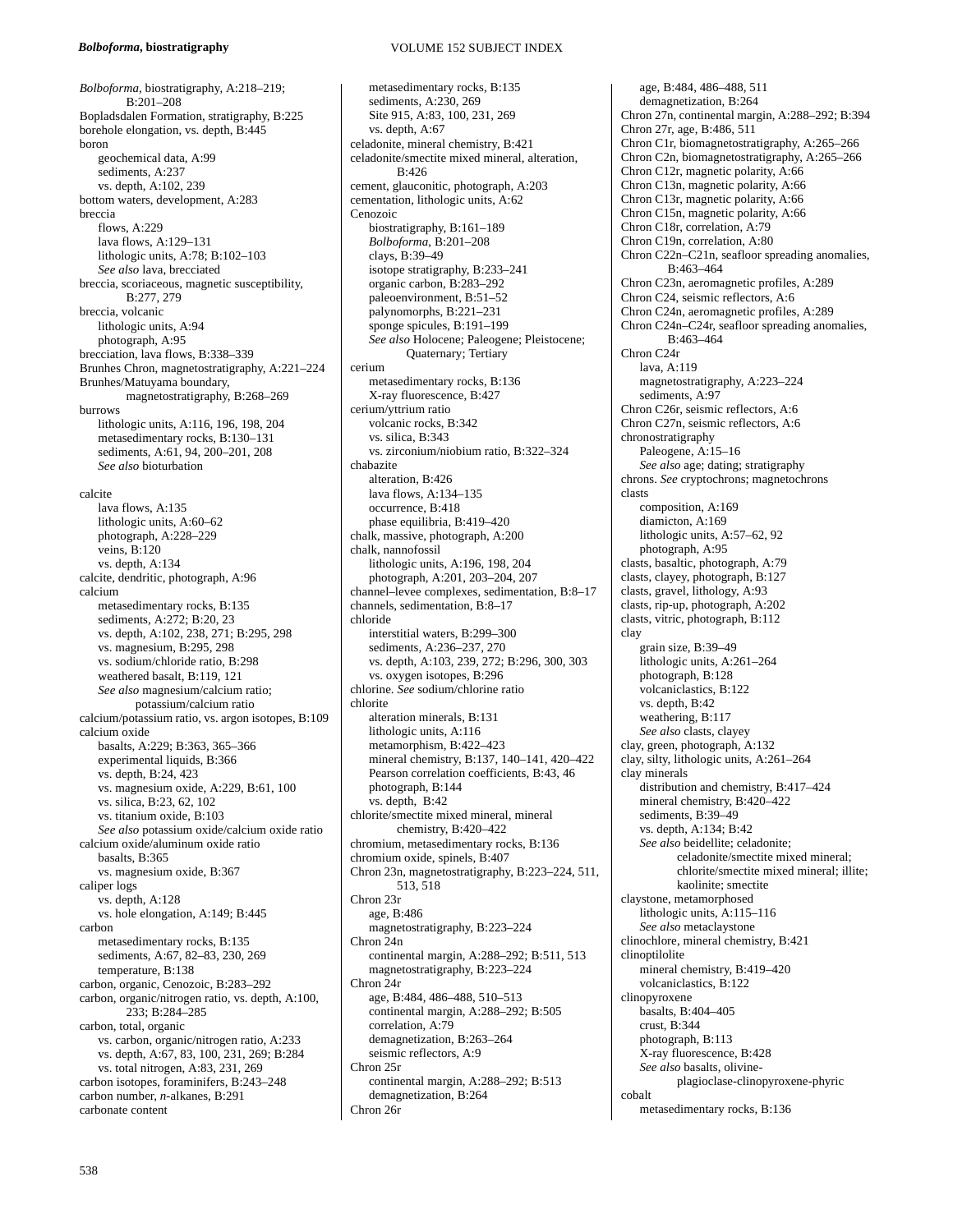*Bolboforma*, biostratigraphy, A:218–219; B:201–208
Bopladsdalen Formation, stratigraphy, B:225
borehole elongation, vs. depth, B:445
boron
  geochemical data, A:99
  sediments, A:237
  vs. depth, A:102, 239
bottom waters, development, A:283
breccia
  flows, A:229
  lava flows, A:129–131
  lithologic units, A:78; B:102–103
  *See also* lava, brecciated
breccia, scoriaceous, magnetic susceptibility, B:277, 279
breccia, volcanic
  lithologic units, A:94
  photograph, A:95
brecciation, lava flows, B:338–339
Brunhes Chron, magnetostratigraphy, A:221–224
Brunhes/Matuyama boundary, magnetostratigraphy, B:268–269
burrows
  lithologic units, A:116, 196, 198, 204
  metasedimentary rocks, B:130–131
  sediments, A:61, 94, 200–201, 208
  *See also* bioturbation

calcite
  lava flows, A:135
  lithologic units, A:60–62
  photograph, A:228–229
  veins, B:120
  vs. depth, A:134
calcite, dendritic, photograph, A:96
calcium
  metasedimentary rocks, B:135
  sediments, A:272; B:20, 23
  vs. depth, A:102, 238, 271; B:295, 298
  vs. magnesium, B:295, 298
  vs. sodium/chloride ratio, B:298
  weathered basalt, B:119, 121
  *See also* magnesium/calcium ratio; potassium/calcium ratio
calcium/potassium ratio, vs. argon isotopes, B:109
calcium oxide
  basalts, A:229; B:363, 365–366
  experimental liquids, B:366
  vs. depth, B:24, 423
  vs. magnesium oxide, A:229, B:61, 100
  vs. silica, B:23, 62, 102
  vs. titanium oxide, B:103
  *See also* potassium oxide/calcium oxide ratio
calcium oxide/aluminum oxide ratio
  basalts, B:365
  vs. magnesium oxide, B:367
caliper logs
  vs. depth, A:128
  vs. hole elongation, A:149; B:445
carbon
  metasedimentary rocks, B:135
  sediments, A:67, 82–83, 230, 269
  temperature, B:138
carbon, organic, Cenozoic, B:283–292
carbon, organic/nitrogen ratio, vs. depth, A:100, 233; B:284–285
carbon, total, organic
  vs. carbon, organic/nitrogen ratio, A:233
  vs. depth, A:67, 83, 100, 231, 269; B:284
  vs. total nitrogen, A:83, 231, 269
carbon isotopes, foraminifers, B:243–248
carbon number, *n*-alkanes, B:291
carbonate content
  metasedimentary rocks, B:135
  sediments, A:230, 269
  Site 915, A:83, 100, 231, 269
  vs. depth, A:67
celadonite, mineral chemistry, B:421
celadonite/smectite mixed mineral, alteration, B:426
cement, glauconitic, photograph, A:203
cementation, lithologic units, A:62
Cenozoic
  biostratigraphy, B:161–189
  *Bolboforma*, B:201–208
  clays, B:39–49
  isotope stratigraphy, B:233–241
  organic carbon, B:283–292
  paleoenvironment, B:51–52
  palynomorphs, B:221–231
  sponge spicules, B:191–199
  *See also* Holocene; Paleogene; Pleistocene; Quaternary; Tertiary
cerium
  metasedimentary rocks, B:136
  X-ray fluorescence, B:427
cerium/yttrium ratio
  volcanic rocks, B:342
  vs. silica, B:343
  vs. zirconium/niobium ratio, B:322–324
chabazite
  alteration, B:426
  lava flows, A:134–135
  occurrence, B:418
  phase equilibria, B:419–420
chalk, massive, photograph, A:200
chalk, nannofossil
  lithologic units, A:196, 198, 204
  photograph, A:201, 203–204, 207
channel–levee complexes, sedimentation, B:8–17
channels, sedimentation, B:8–17
chloride
  interstitial waters, B:299–300
  sediments, A:236–237, 270
  vs. depth, A:103, 239, 272; B:296, 300, 303
  vs. oxygen isotopes, B:296
chlorine. *See* sodium/chlorine ratio
chlorite
  alteration minerals, B:131
  lithologic units, A:116
  metamorphism, B:422–423
  mineral chemistry, B:137, 140–141, 420–422
  Pearson correlation coefficients, B:43, 46
  photograph, B:144
  vs. depth, B:42
chlorite/smectite mixed mineral, mineral chemistry, B:420–422
chromium, metasedimentary rocks, B:136
chromium oxide, spinels, B:407
Chron 23n, magnetostratigraphy, B:223–224, 511, 513, 518
Chron 23r
  age, B:486
  magnetostratigraphy, B:223–224
Chron 24n
  continental margin, A:288–292; B:511, 513
  magnetostratigraphy, B:223–224
Chron 24r
  age, B:484, 486–488, 510–513
  continental margin, A:288–292; B:505
  correlation, A:79
  demagnetization, B:263–264
  seismic reflectors, A:9
Chron 25r
  continental margin, A:288–292; B:513
  demagnetization, B:264
Chron 26r
  age, B:484, 486–488, 511
  demagnetization, B:264
Chron 27n, continental margin, A:288–292; B:394
Chron 27r, age, B:486, 511
Chron C1r, biomagnetostratigraphy, A:265–266
Chron C2n, biomagnetostratigraphy, A:265–266
Chron C12r, magnetic polarity, A:66
Chron C13n, magnetic polarity, A:66
Chron C13r, magnetic polarity, A:66
Chron C15n, magnetic polarity, A:66
Chron C18r, correlation, A:79
Chron C19n, correlation, A:80
Chron C22n–C21n, seafloor spreading anomalies, B:463–464
Chron C23n, aeromagnetic profiles, A:289
Chron C24, seismic reflectors, A:6
Chron C24n, aeromagnetic profiles, A:289
Chron C24n–C24r, seafloor spreading anomalies, B:463–464
Chron C24r
  lava, A:119
  magnetostratigraphy, A:223–224
  sediments, A:97
Chron C26r, seismic reflectors, A:6
Chron C27n, seismic reflectors, A:6
chronostratigraphy
  Paleogene, A:15–16
  *See also* age; dating; stratigraphy
chrons. *See* cryptochrons; magnetochrons
clasts
  composition, A:169
  diamicton, A:169
  lithologic units, A:57–62, 92
  photograph, A:95
clasts, basaltic, photograph, A:79
clasts, clayey, photograph, B:127
clasts, gravel, lithology, A:93
clasts, rip-up, photograph, A:202
clasts, vitric, photograph, B:112
clay
  grain size, B:39–49
  lithologic units, A:261–264
  photograph, B:128
  volcaniclastics, B:122
  vs. depth, B:42
  weathering, B:117
  *See also* clasts, clayey
clay, green, photograph, A:132
clay, silty, lithologic units, A:261–264
clay minerals
  distribution and chemistry, B:417–424
  mineral chemistry, B:420–422
  sediments, B:39–49
  vs. depth, A:134; B:42
  *See also* beidellite; celadonite; celadonite/smectite mixed mineral; chlorite/smectite mixed mineral; illite; kaolinite; smectite
claystone, metamorphosed
  lithologic units, A:115–116
  *See also* metaclaystone
clinochlore, mineral chemistry, B:421
clinoptilolite
  mineral chemistry, B:419–420
  volcaniclastics, B:122
clinopyroxene
  basalts, B:404–405
  crust, B:344
  photograph, B:113
  X-ray fluorescence, B:428
  *See also* basalts, olivine-plagioclase-clinopyroxene-phyric
cobalt
  metasedimentary rocks, B:136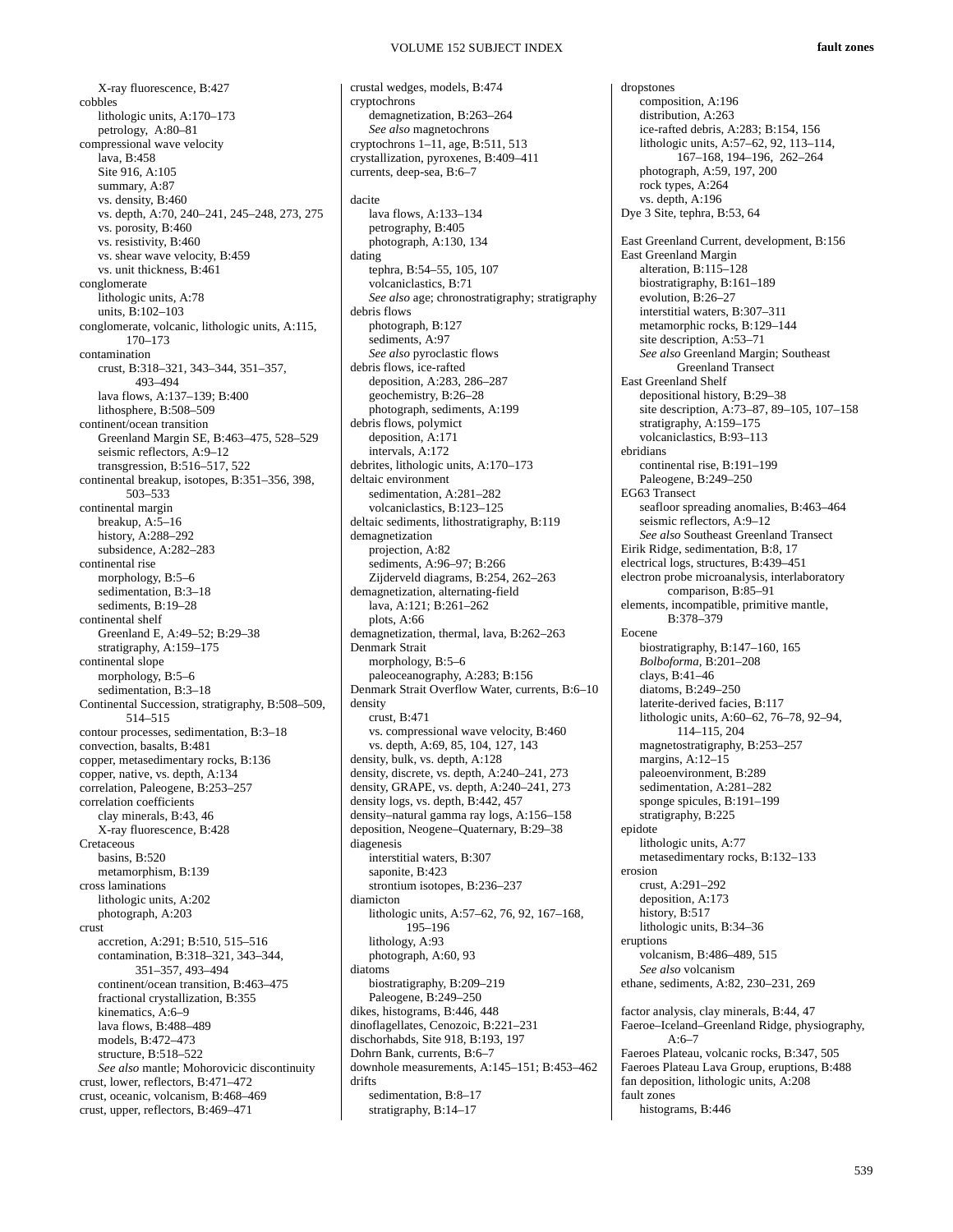X-ray fluorescence, B:427
cobbles
  lithologic units, A:170–173
  petrology, A:80–81
compressional wave velocity
  lava, B:458
  Site 916, A:105
  summary, A:87
  vs. density, B:460
  vs. depth, A:70, 240–241, 245–248, 273, 275
  vs. porosity, B:460
  vs. resistivity, B:460
  vs. shear wave velocity, B:459
  vs. unit thickness, B:461
conglomerate
  lithologic units, A:78
  units, B:102–103
conglomerate, volcanic, lithologic units, A:115, 170–173
contamination
  crust, B:318–321, 343–344, 351–357, 493–494
  lava flows, A:137–139; B:400
  lithosphere, B:508–509
continent/ocean transition
  Greenland Margin SE, B:463–475, 528–529
  seismic reflectors, A:9–12
  transgression, B:516–517, 522
continental breakup, isotopes, B:351–356, 398, 503–533
continental margin
  breakup, A:5–16
  history, A:288–292
  subsidence, A:282–283
continental rise
  morphology, B:5–6
  sedimentation, B:3–18
  sediments, B:19–28
continental shelf
  Greenland E, A:49–52; B:29–38
  stratigraphy, A:159–175
continental slope
  morphology, B:5–6
  sedimentation, B:3–18
Continental Succession, stratigraphy, B:508–509, 514–515
contour processes, sedimentation, B:3–18
convection, basalts, B:481
copper, metasedimentary rocks, B:136
copper, native, vs. depth, A:134
correlation, Paleogene, B:253–257
correlation coefficients
  clay minerals, B:43, 46
  X-ray fluorescence, B:428
Cretaceous
  basins, B:520
  metamorphism, B:139
cross laminations
  lithologic units, A:202
  photograph, A:203
crust
  accretion, A:291; B:510, 515–516
  contamination, B:318–321, 343–344, 351–357, 493–494
  continent/ocean transition, B:463–475
  fractional crystallization, B:355
  kinematics, A:6–9
  lava flows, B:488–489
  models, B:472–473
  structure, B:518–522
  *See also* mantle; Mohorovicic discontinuity
crust, lower, reflectors, B:471–472
crust, oceanic, volcanism, B:468–469
crust, upper, reflectors, B:469–471
crustal wedges, models, B:474
cryptochrons
  demagnetization, B:263–264
  *See also* magnetochrons
cryptochrons 1–11, age, B:511, 513
crystallization, pyroxenes, B:409–411
currents, deep-sea, B:6–7

dacite
  lava flows, A:133–134
  petrography, B:405
  photograph, A:130, 134
dating
  tephra, B:54–55, 105, 107
  volcaniclastics, B:71
  *See also* age; chronostratigraphy; stratigraphy
debris flows
  photograph, B:127
  sediments, A:97
  *See also* pyroclastic flows
debris flows, ice-rafted
  deposition, A:283, 286–287
  geochemistry, B:26–28
  photograph, sediments, A:199
debris flows, polymict
  deposition, A:171
  intervals, A:172
debrites, lithologic units, A:170–173
deltaic environment
  sedimentation, A:281–282
  volcaniclastics, B:123–125
deltaic sediments, lithostratigraphy, B:119
demagnetization
  projection, A:82
  sediments, A:96–97; B:266
  Zijderveld diagrams, B:254, 262–263
demagnetization, alternating-field
  lava, A:121; B:261–262
  plots, A:66
demagnetization, thermal, lava, B:262–263
Denmark Strait
  morphology, B:5–6
  paleoceanography, A:283; B:156
Denmark Strait Overflow Water, currents, B:6–10
density
  crust, B:471
  vs. compressional wave velocity, B:460
  vs. depth, A:69, 85, 104, 127, 143
density, bulk, vs. depth, A:128
density, discrete, vs. depth, A:240–241, 273
density, GRAPE, vs. depth, A:240–241, 273
density logs, vs. depth, B:442, 457
density–natural gamma ray logs, A:156–158
deposition, Neogene–Quaternary, B:29–38
diagenesis
  interstitial waters, B:307
  saponite, B:423
  strontium isotopes, B:236–237
diamicton
  lithologic units, A:57–62, 76, 92, 167–168, 195–196
  lithology, A:93
  photograph, A:60, 93
diatoms
  biostratigraphy, B:209–219
  Paleogene, B:249–250
dikes, histograms, B:446, 448
dinoflagellates, Cenozoic, B:221–231
dischorhabds, Site 918, B:193, 197
Dohrn Bank, currents, B:6–7
downhole measurements, A:145–151; B:453–462
drifts
  sedimentation, B:8–17
  stratigraphy, B:14–17
dropstones
  composition, A:196
  distribution, A:263
  ice-rafted debris, A:283; B:154, 156
  lithologic units, A:57–62, 92, 113–114, 167–168, 194–196, 262–264
  photograph, A:59, 197, 200
  rock types, A:264
  vs. depth, A:196
Dye 3 Site, tephra, B:53, 64

East Greenland Current, development, B:156
East Greenland Margin
  alteration, B:115–128
  biostratigraphy, B:161–189
  evolution, B:26–27
  interstitial waters, B:307–311
  metamorphic rocks, B:129–144
  site description, A:53–71
  *See also* Greenland Margin; Southeast Greenland Transect
East Greenland Shelf
  depositional history, B:29–38
  site description, A:73–87, 89–105, 107–158
  stratigraphy, A:159–175
  volcaniclastics, B:93–113
ebridians
  continental rise, B:191–199
  Paleogene, B:249–250
EG63 Transect
  seafloor spreading anomalies, B:463–464
  seismic reflectors, A:9–12
  *See also* Southeast Greenland Transect
Eirik Ridge, sedimentation, B:8, 17
electrical logs, structures, B:439–451
electron probe microanalysis, interlaboratory comparison, B:85–91
elements, incompatible, primitive mantle, B:378–379
Eocene
  biostratigraphy, B:147–160, 165
  *Bolboforma*, B:201–208
  clays, B:41–46
  diatoms, B:249–250
  laterite-derived facies, B:117
  lithologic units, A:60–62, 76–78, 92–94, 114–115, 204
  magnetostratigraphy, B:253–257
  margins, A:12–15
  paleoenvironment, B:289
  sedimentation, A:281–282
  sponge spicules, B:191–199
  stratigraphy, B:225
epidote
  lithologic units, A:77
  metasedimentary rocks, B:132–133
erosion
  crust, A:291–292
  deposition, A:173
  history, B:517
  lithologic units, B:34–36
eruptions
  volcanism, B:486–489, 515
  *See also* volcanism
ethane, sediments, A:82, 230–231, 269

factor analysis, clay minerals, B:44, 47
Faeroe–Iceland–Greenland Ridge, physiography, A:6–7
Faeroes Plateau, volcanic rocks, B:347, 505
Faeroes Plateau Lava Group, eruptions, B:488
fan deposition, lithologic units, A:208
fault zones
  histograms, B:446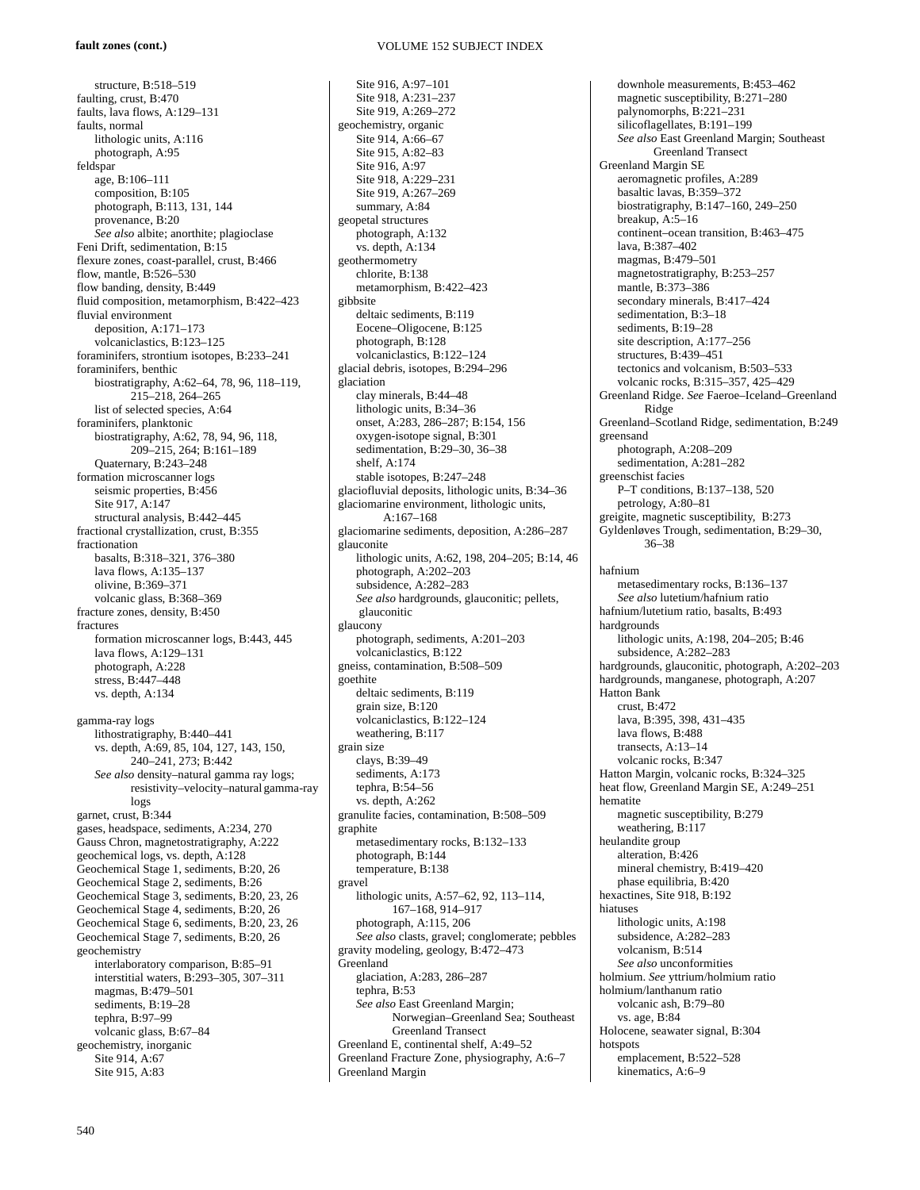structure, B:518–519
faulting, crust, B:470
faults, lava flows, A:129–131
faults, normal
  lithologic units, A:116
  photograph, A:95
feldspar
  age, B:106–111
  composition, B:105
  photograph, B:113, 131, 144
  provenance, B:20
  *See also* albite; anorthite; plagioclase
Feni Drift, sedimentation, B:15
flexure zones, coast-parallel, crust, B:466
flow, mantle, B:526–530
flow banding, density, B:449
fluid composition, metamorphism, B:422–423
fluvial environment
  deposition, A:171–173
  volcaniclastics, B:123–125
foraminifers, strontium isotopes, B:233–241
foraminifers, benthic
  biostratigraphy, A:62–64, 78, 96, 118–119, 215–218, 264–265
  list of selected species, A:64
foraminifers, planktonic
  biostratigraphy, A:62, 78, 94, 96, 118, 209–215, 264; B:161–189
  Quaternary, B:243–248
formation microscanner logs
  seismic properties, B:456
  Site 917, A:147
  structural analysis, B:442–445
fractional crystallization, crust, B:355
fractionation
  basalts, B:318–321, 376–380
  lava flows, A:135–137
  olivine, B:369–371
  volcanic glass, B:368–369
fracture zones, density, B:450
fractures
  formation microscanner logs, B:443, 445
  lava flows, A:129–131
  photograph, A:228
  stress, B:447–448
  vs. depth, A:134

gamma-ray logs
  lithostratigraphy, B:440–441
  vs. depth, A:69, 85, 104, 127, 143, 150, 240–241, 273; B:442
  *See also* density–natural gamma ray logs; resistivity–velocity–natural gamma-ray logs
garnet, crust, B:344
gases, headspace, sediments, A:234, 270
Gauss Chron, magnetostratigraphy, A:222
geochemical logs, vs. depth, A:128
Geochemical Stage 1, sediments, B:20, 26
Geochemical Stage 2, sediments, B:26
Geochemical Stage 3, sediments, B:20, 23, 26
Geochemical Stage 4, sediments, B:20, 26
Geochemical Stage 6, sediments, B:20, 23, 26
Geochemical Stage 7, sediments, B:20, 26
geochemistry
  interlaboratory comparison, B:85–91
  interstitial waters, B:293–305, 307–311
  magmas, B:479–501
  sediments, B:19–28
  tephra, B:97–99
  volcanic glass, B:67–84
geochemistry, inorganic
  Site 914, A:67
  Site 915, A:83
  Site 916, A:97–101
  Site 918, A:231–237
  Site 919, A:269–272
geochemistry, organic
  Site 914, A:66–67
  Site 915, A:82–83
  Site 916, A:97
  Site 918, A:229–231
  Site 919, A:267–269
  summary, A:84
geopetal structures
  photograph, A:132
  vs. depth, A:134
geothermometry
  chlorite, B:138
  metamorphism, B:422–423
gibbsite
  deltaic sediments, B:119
  Eocene–Oligocene, B:125
  photograph, B:128
  volcaniclastics, B:122–124
glacial debris, isotopes, B:294–296
glaciation
  clay minerals, B:44–48
  lithologic units, B:34–36
  onset, A:283, 286–287; B:154, 156
  oxygen-isotope signal, B:301
  sedimentation, B:29–30, 36–38
  shelf, A:174
  stable isotopes, B:247–248
glaciofluvial deposits, lithologic units, B:34–36
glaciomarine environment, lithologic units, A:167–168
glaciomarine sediments, deposition, A:286–287
glauconite
  lithologic units, A:62, 198, 204–205; B:14, 46
  photograph, A:202–203
  subsidence, A:282–283
  *See also* hardgrounds, glauconitic; pellets, glauconitic
glaucony
  photograph, sediments, A:201–203
  volcaniclastics, B:122
gneiss, contamination, B:508–509
goethite
  deltaic sediments, B:119
  grain size, B:120
  volcaniclastics, B:122–124
  weathering, B:117
grain size
  clays, B:39–49
  sediments, A:173
  tephra, B:54–56
  vs. depth, A:262
granulite facies, contamination, B:508–509
graphite
  metasedimentary rocks, B:132–133
  photograph, B:144
  temperature, B:138
gravel
  lithologic units, A:57–62, 92, 113–114, 167–168, 914–917
  photograph, A:115, 206
  *See also* clasts, gravel; conglomerate; pebbles
gravity modeling, geology, B:472–473
Greenland
  glaciation, A:283, 286–287
  tephra, B:53
  *See also* East Greenland Margin; Norwegian–Greenland Sea; Southeast Greenland Transect
Greenland E, continental shelf, A:49–52
Greenland Fracture Zone, physiography, A:6–7
Greenland Margin
  downhole measurements, B:453–462
  magnetic susceptibility, B:271–280
  palynomorphs, B:221–231
  silicoflagellates, B:191–199
  *See also* East Greenland Margin; Southeast Greenland Transect
Greenland Margin SE
  aeromagnetic profiles, A:289
  basaltic lavas, B:359–372
  biostratigraphy, B:147–160, 249–250
  breakup, A:5–16
  continent–ocean transition, B:463–475
  lava, B:387–402
  magmas, B:479–501
  magnetostratigraphy, B:253–257
  mantle, B:373–386
  secondary minerals, B:417–424
  sedimentation, B:3–18
  sediments, B:19–28
  site description, A:177–256
  structures, B:439–451
  tectonics and volcanism, B:503–533
  volcanic rocks, B:315–357, 425–429
Greenland Ridge. *See* Faeroe–Iceland–Greenland Ridge
Greenland–Scotland Ridge, sedimentation, B:249
greensand
  photograph, A:208–209
  sedimentation, A:281–282
greenschist facies
  P–T conditions, B:137–138, 520
  petrology, A:80–81
greigite, magnetic susceptibility, B:273
Gyldenløves Trough, sedimentation, B:29–30, 36–38

hafnium
  metasedimentary rocks, B:136–137
  *See also* lutetium/hafnium ratio
hafnium/lutetium ratio, basalts, B:493
hardgrounds
  lithologic units, A:198, 204–205; B:46
  subsidence, A:282–283
hardgrounds, glauconitic, photograph, A:202–203
hardgrounds, manganese, photograph, A:207
Hatton Bank
  crust, B:472
  lava, B:395, 398, 431–435
  lava flows, B:488
  transects, A:13–14
  volcanic rocks, B:347
Hatton Margin, volcanic rocks, B:324–325
heat flow, Greenland Margin SE, A:249–251
hematite
  magnetic susceptibility, B:279
  weathering, B:117
heulandite group
  alteration, B:426
  mineral chemistry, B:419–420
  phase equilibria, B:420
hexactines, Site 918, B:192
hiatuses
  lithologic units, A:198
  subsidence, A:282–283
  volcanism, B:514
  *See also* unconformities
holmium. *See* yttrium/holmium ratio
holmium/lanthanum ratio
  volcanic ash, B:79–80
  vs. age, B:84
Holocene, seawater signal, B:304
hotspots
  emplacement, B:522–528
  kinematics, A:6–9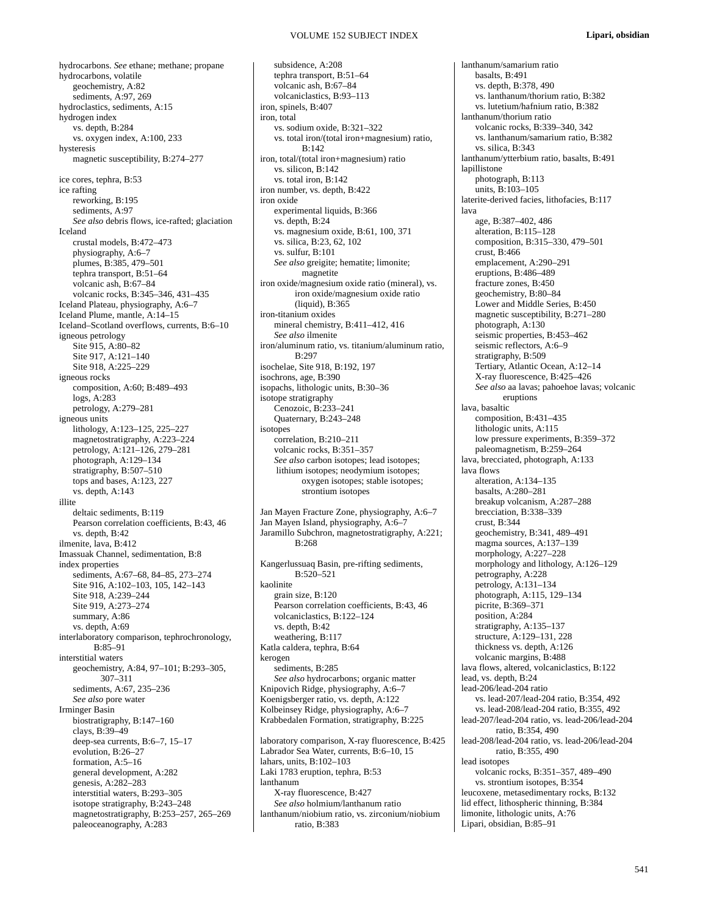hydrocarbons. *See* ethane; methane; propane
hydrocarbons, volatile
  geochemistry, A:82
  sediments, A:97, 269
hydroclastics, sediments, A:15
hydrogen index
  vs. depth, B:284
  vs. oxygen index, A:100, 233
hysteresis
  magnetic susceptibility, B:274–277

ice cores, tephra, B:53
ice rafting
  reworking, B:195
  sediments, A:97
  *See also* debris flows, ice-rafted; glaciation
Iceland
  crustal models, B:472–473
  physiography, A:6–7
  plumes, B:385, 479–501
  tephra transport, B:51–64
  volcanic ash, B:67–84
  volcanic rocks, B:345–346, 431–435
Iceland Plateau, physiography, A:6–7
Iceland Plume, mantle, A:14–15
Iceland–Scotland overflows, currents, B:6–10
igneous petrology
  Site 915, A:80–82
  Site 917, A:121–140
  Site 918, A:225–229
igneous rocks
  composition, A:60; B:489–493
  logs, A:283
  petrology, A:279–281
igneous units
  lithology, A:123–125, 225–227
  magnetostratigraphy, A:223–224
  petrology, A:121–126, 279–281
  photograph, A:129–134
  stratigraphy, B:507–510
  tops and bases, A:123, 227
  vs. depth, A:143
illite
  deltaic sediments, B:119
  Pearson correlation coefficients, B:43, 46
  vs. depth, B:42
ilmenite, lava, B:412
Imassuak Channel, sedimentation, B:8
index properties
  sediments, A:67–68, 84–85, 273–274
  Site 916, A:102–103, 105, 142–143
  Site 918, A:239–244
  Site 919, A:273–274
  summary, A:86
  vs. depth, A:69
interlaboratory comparison, tephrochronology, B:85–91
interstitial waters
  geochemistry, A:84, 97–101; B:293–305, 307–311
  sediments, A:67, 235–236
  *See also* pore water
Irminger Basin
  biostratigraphy, B:147–160
  clays, B:39–49
  deep-sea currents, B:6–7, 15–17
  evolution, B:26–27
  formation, A:5–16
  general development, A:282
  genesis, A:282–283
  interstitial waters, B:293–305
  isotope stratigraphy, B:243–248
  magnetostratigraphy, B:253–257, 265–269
  paleoceanography, A:283
  subsidence, A:208
  tephra transport, B:51–64
  volcanic ash, B:67–84
  volcaniclastics, B:93–113
iron, spinels, B:407
iron, total
  vs. sodium oxide, B:321–322
  vs. total iron/(total iron+magnesium) ratio, B:142
iron, total/(total iron+magnesium) ratio
  vs. silicon, B:142
  vs. total iron, B:142
iron number, vs. depth, B:422
iron oxide
  experimental liquids, B:366
  vs. depth, B:24
  vs. magnesium oxide, B:61, 100, 371
  vs. silica, B:23, 62, 102
  vs. sulfur, B:101
  *See also* greigite; hematite; limonite; magnetite
iron oxide/magnesium oxide ratio (mineral), vs. iron oxide/magnesium oxide ratio (liquid), B:365
iron-titanium oxides
  mineral chemistry, B:411–412, 416
  *See also* ilmenite
iron/aluminum ratio, vs. titanium/aluminum ratio, B:297
isochelae, Site 918, B:192, 197
isochrons, age, B:390
isopachs, lithologic units, B:30–36
isotope stratigraphy
  Cenozoic, B:233–241
  Quaternary, B:243–248
isotopes
  correlation, B:210–211
  volcanic rocks, B:351–357
  *See also* carbon isotopes; lead isotopes; lithium isotopes; neodymium isotopes; oxygen isotopes; stable isotopes; strontium isotopes

Jan Mayen Fracture Zone, physiography, A:6–7
Jan Mayen Island, physiography, A:6–7
Jaramillo Subchron, magnetostratigraphy, A:221; B:268

Kangerlussuaq Basin, pre-rifting sediments, B:520–521
kaolinite
  grain size, B:120
  Pearson correlation coefficients, B:43, 46
  volcaniclastics, B:122–124
  vs. depth, B:42
  weathering, B:117
Katla caldera, tephra, B:64
kerogen
  sediments, B:285
  *See also* hydrocarbons; organic matter
Knipovich Ridge, physiography, A:6–7
Koenigsberger ratio, vs. depth, A:122
Kolbeinsey Ridge, physiography, A:6–7
Krabbedalen Formation, stratigraphy, B:225

laboratory comparison, X-ray fluorescence, B:425
Labrador Sea Water, currents, B:6–10, 15
lahars, units, B:102–103
Laki 1783 eruption, tephra, B:53
lanthanum
  X-ray fluorescence, B:427
  *See also* holmium/lanthanum ratio
lanthanum/niobium ratio, vs. zirconium/niobium ratio, B:383
lanthanum/samarium ratio
  basalts, B:491
  vs. depth, B:378, 490
  vs. lanthanum/thorium ratio, B:382
  vs. lutetium/hafnium ratio, B:382
lanthanum/thorium ratio
  volcanic rocks, B:339–340, 342
  vs. lanthanum/samarium ratio, B:382
  vs. silica, B:343
lanthanum/ytterbium ratio, basalts, B:491
lapillistone
  photograph, B:113
  units, B:103–105
laterite-derived facies, lithofacies, B:117
lava
  age, B:387–402, 486
  alteration, B:115–128
  composition, B:315–330, 479–501
  crust, B:466
  emplacement, A:290–291
  eruptions, B:486–489
  fracture zones, B:450
  geochemistry, B:80–84
  Lower and Middle Series, B:450
  magnetic susceptibility, B:271–280
  photograph, A:130
  seismic properties, B:453–462
  seismic reflectors, A:6–9
  stratigraphy, B:509
  Tertiary, Atlantic Ocean, A:12–14
  X-ray fluorescence, B:425–426
  *See also* aa lavas; pahoehoe lavas; volcanic eruptions
lava, basaltic
  composition, B:431–435
  lithologic units, A:115
  low pressure experiments, B:359–372
  paleomagnetism, B:259–264
lava, brecciated, photograph, A:133
lava flows
  alteration, A:134–135
  basalts, A:280–281
  breakup volcanism, A:287–288
  brecciation, B:338–339
  crust, B:344
  geochemistry, B:341, 489–491
  magma sources, A:137–139
  morphology, A:227–228
  morphology and lithology, A:126–129
  petrography, A:228
  petrology, A:131–134
  photograph, A:115, 129–134
  picrite, B:369–371
  position, A:284
  stratigraphy, A:135–137
  structure, A:129–131, 228
  thickness vs. depth, A:126
  volcanic margins, B:488
lava flows, altered, volcaniclastics, B:122
lead, vs. depth, B:24
lead-206/lead-204 ratio
  vs. lead-207/lead-204 ratio, B:354, 492
  vs. lead-208/lead-204 ratio, B:355, 492
lead-207/lead-204 ratio, vs. lead-206/lead-204 ratio, B:354, 490
lead-208/lead-204 ratio, vs. lead-206/lead-204 ratio, B:355, 490
lead isotopes
  volcanic rocks, B:351–357, 489–490
  vs. strontium isotopes, B:354
leucoxene, metasedimentary rocks, B:132
lid effect, lithospheric thinning, B:384
limonite, lithologic units, A:76
Lipari, obsidian, B:85–91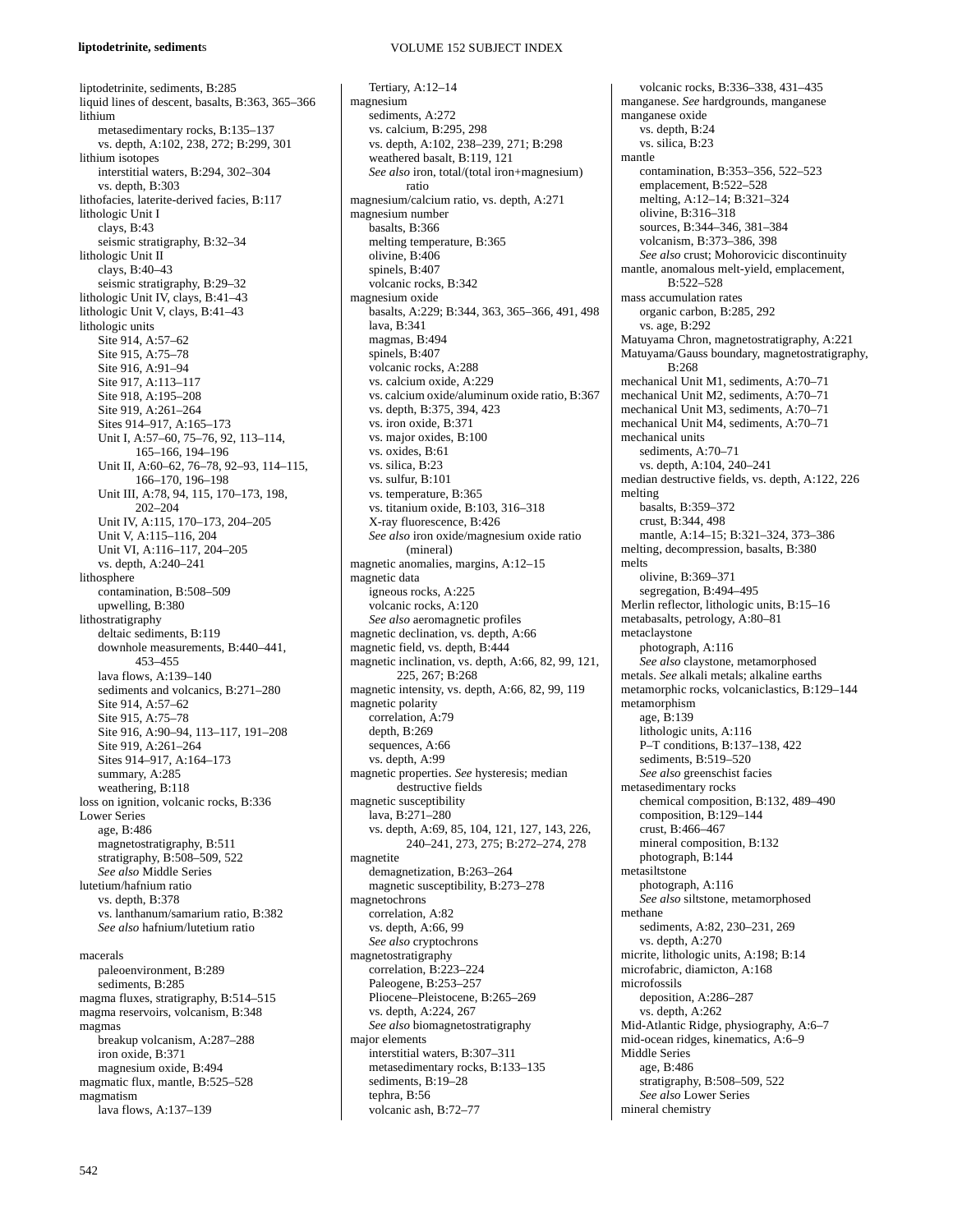liptodetrinite, sediments, B:285
liquid lines of descent, basalts, B:363, 365–366
lithium
    metasedimentary rocks, B:135–137
    vs. depth, A:102, 238, 272; B:299, 301
lithium isotopes
    interstitial waters, B:294, 302–304
    vs. depth, B:303
lithofacies, laterite-derived facies, B:117
lithologic Unit I
    clays, B:43
    seismic stratigraphy, B:32–34
lithologic Unit II
    clays, B:40–43
    seismic stratigraphy, B:29–32
lithologic Unit IV, clays, B:41–43
lithologic Unit V, clays, B:41–43
lithologic units
    Site 914, A:57–62
    Site 915, A:75–78
    Site 916, A:91–94
    Site 917, A:113–117
    Site 918, A:195–208
    Site 919, A:261–264
    Sites 914–917, A:165–173
    Unit I, A:57–60, 75–76, 92, 113–114, 165–166, 194–196
    Unit II, A:60–62, 76–78, 92–93, 114–115, 166–170, 196–198
    Unit III, A:78, 94, 115, 170–173, 198, 202–204
    Unit IV, A:115, 170–173, 204–205
    Unit V, A:115–116, 204
    Unit VI, A:116–117, 204–205
    vs. depth, A:240–241
lithosphere
    contamination, B:508–509
    upwelling, B:380
lithostratigraphy
    deltaic sediments, B:119
    downhole measurements, B:440–441, 453–455
    lava flows, A:139–140
    sediments and volcanics, B:271–280
    Site 914, A:57–62
    Site 915, A:75–78
    Site 916, A:90–94, 113–117, 191–208
    Site 919, A:261–264
    Sites 914–917, A:164–173
    summary, A:285
    weathering, B:118
loss on ignition, volcanic rocks, B:336
Lower Series
    age, B:486
    magnetostratigraphy, B:511
    stratigraphy, B:508–509, 522
    *See also* Middle Series
lutetium/hafnium ratio
    vs. depth, B:378
    vs. lanthanum/samarium ratio, B:382
    *See also* hafnium/lutetium ratio

macerals
    paleoenvironment, B:289
    sediments, B:285
magma fluxes, stratigraphy, B:514–515
magma reservoirs, volcanism, B:348
magmas
    breakup volcanism, A:287–288
    iron oxide, B:371
    magnesium oxide, B:494
magmatic flux, mantle, B:525–528
magmatism
    lava flows, A:137–139
    Tertiary, A:12–14
magnesium
    sediments, A:272
    vs. calcium, B:295, 298
    vs. depth, A:102, 238–239, 271; B:298
    weathered basalt, B:119, 121
    *See also* iron, total/(total iron+magnesium) ratio
magnesium/calcium ratio, vs. depth, A:271
magnesium number
    basalts, B:366
    melting temperature, B:365
    olivine, B:406
    spinels, B:407
    volcanic rocks, B:342
magnesium oxide
    basalts, A:229; B:344, 363, 365–366, 491, 498
    lava, B:341
    magmas, B:494
    spinels, B:407
    volcanic rocks, A:288
    vs. calcium oxide, A:229
    vs. calcium oxide/aluminum oxide ratio, B:367
    vs. depth, B:375, 394, 423
    vs. iron oxide, B:371
    vs. major oxides, B:100
    vs. oxides, B:61
    vs. silica, B:23
    vs. sulfur, B:101
    vs. temperature, B:365
    vs. titanium oxide, B:103, 316–318
    X-ray fluorescence, B:426
    *See also* iron oxide/magnesium oxide ratio (mineral)
magnetic anomalies, margins, A:12–15
magnetic data
    igneous rocks, A:225
    volcanic rocks, A:120
    *See also* aeromagnetic profiles
magnetic declination, vs. depth, A:66
magnetic field, vs. depth, B:444
magnetic inclination, vs. depth, A:66, 82, 99, 121, 225, 267; B:268
magnetic intensity, vs. depth, A:66, 82, 99, 119
magnetic polarity
    correlation, A:79
    depth, B:269
    sequences, A:66
    vs. depth, A:99
magnetic properties. *See* hysteresis; median destructive fields
magnetic susceptibility
    lava, B:271–280
    vs. depth, A:69, 85, 104, 121, 127, 143, 226, 240–241, 273, 275; B:272–274, 278
magnetite
    demagnetization, B:263–264
    magnetic susceptibility, B:273–278
magnetochrons
    correlation, A:82
    vs. depth, A:66, 99
    *See also* cryptochrons
magnetostratigraphy
    correlation, B:223–224
    Paleogene, B:253–257
    Pliocene–Pleistocene, B:265–269
    vs. depth, A:224, 267
    *See also* biomagnetostratigraphy
major elements
    interstitial waters, B:307–311
    metasedimentary rocks, B:133–135
    sediments, B:19–28
    tephra, B:56
    volcanic ash, B:72–77
    volcanic rocks, B:336–338, 431–435
manganese. *See* hardgrounds, manganese
manganese oxide
    vs. depth, B:24
    vs. silica, B:23
mantle
    contamination, B:353–356, 522–523
    emplacement, B:522–528
    melting, A:12–14; B:321–324
    olivine, B:316–318
    sources, B:344–346, 381–384
    volcanism, B:373–386, 398
    *See also* crust; Mohorovicic discontinuity
mantle, anomalous melt-yield, emplacement, B:522–528
mass accumulation rates
    organic carbon, B:285, 292
    vs. age, B:292
Matuyama Chron, magnetostratigraphy, A:221
Matuyama/Gauss boundary, magnetostratigraphy, B:268
mechanical Unit M1, sediments, A:70–71
mechanical Unit M2, sediments, A:70–71
mechanical Unit M3, sediments, A:70–71
mechanical Unit M4, sediments, A:70–71
mechanical units
    sediments, A:70–71
    vs. depth, A:104, 240–241
median destructive fields, vs. depth, A:122, 226
melting
    basalts, B:359–372
    crust, B:344, 498
    mantle, A:14–15; B:321–324, 373–386
melting, decompression, basalts, B:380
melts
    olivine, B:369–371
    segregation, B:494–495
Merlin reflector, lithologic units, B:15–16
metabasalts, petrology, A:80–81
metaclaystone
    photograph, A:116
    *See also* claystone, metamorphosed
metals. *See* alkali metals; alkaline earths
metamorphic rocks, volcaniclastics, B:129–144
metamorphism
    age, B:139
    lithologic units, A:116
    P–T conditions, B:137–138, 422
    sediments, B:519–520
    *See also* greenschist facies
metasedimentary rocks
    chemical composition, B:132, 489–490
    composition, B:129–144
    crust, B:466–467
    mineral composition, B:132
    photograph, B:144
metasiltstone
    photograph, A:116
    *See also* siltstone, metamorphosed
methane
    sediments, A:82, 230–231, 269
    vs. depth, A:270
micrite, lithologic units, A:198; B:14
microfabric, diamicton, A:168
microfossils
    deposition, A:286–287
    vs. depth, A:262
Mid-Atlantic Ridge, physiography, A:6–7
mid-ocean ridges, kinematics, A:6–9
Middle Series
    age, B:486
    stratigraphy, B:508–509, 522
    *See also* Lower Series
mineral chemistry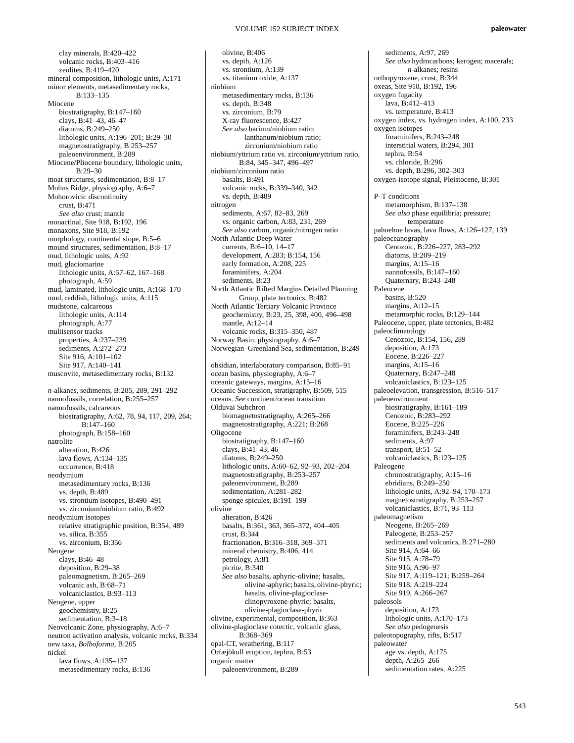clay minerals, B:420–422
volcanic rocks, B:403–416
zeolites, B:419–420
mineral composition, lithologic units, A:171
minor elements, metasedimentary rocks, B:133–135
Miocene
biostratigraphy, B:147–160
clays, B:41–43, 46–47
diatoms, B:249–250
lithologic units, A:196–201; B:29–30
magnetostratigraphy, B:253–257
paleoenvironment, B:289
Miocene/Pliocene boundary, lithologic units, B:29–30
moat structures, sedimentation, B:8–17
Mohns Ridge, physiography, A:6–7
Mohorovicic discontinuity
crust, B:471
*See also* crust; mantle
monactinal, Site 918, B:192, 196
monaxons, Site 918, B:192
morphology, continental slope, B:5–6
mound structures, sedimentation, B:8–17
mud, lithologic units, A:92
mud, glaciomarine
lithologic units, A:57–62, 167–168
photograph, A:59
mud, laminated, lithologic units, A:168–170
mud, reddish, lithologic units, A:115
mudstone, calcareous
lithologic units, A:114
photograph, A:77
multisensor tracks
properties, A:237–239
sediments, A:272–273
Site 916, A:101–102
Site 917, A:140–141
muscovite, metasedimentary rocks, B:132

*n*-alkanes, sediments, B:285, 289, 291–292
nannofossils, correlation, B:255–257
nannofossils, calcareous
biostratigraphy, A:62, 78, 94, 117, 209, 264; B:147–160
photograph, B:158–160
natrolite
alteration, B:426
lava flows, A:134–135
occurrence, B:418
neodymium
metasedimentary rocks, B:136
vs. depth, B:489
vs. strontium isotopes, B:490–491
vs. zirconium/niobium ratio, B:492
neodymium isotopes
relative stratigraphic position, B:354, 489
vs. silica, B:355
vs. zirconium, B:356
Neogene
clays, B:46–48
deposition, B:29–38
paleomagnetism, B:265–269
volcanic ash, B:68–71
volcaniclastics, B:93–113
Neogene, upper
geochemistry, B:25
sedimentation, B:3–18
Neovolcanic Zone, physiography, A:6–7
neutron activation analysis, volcanic rocks, B:334
new taxa, *Bolboforma*, B:205
nickel
lava flows, A:135–137
metasedimentary rocks, B:136
olivine, B:406
vs. depth, A:126
vs. strontium, A:139
vs. titanium oxide, A:137
niobium
metasedimentary rocks, B:136
vs. depth, B:348
vs. zirconium, B:79
X-ray fluorescence, B:427
*See also* barium/niobium ratio; lanthanum/niobium ratio; zirconium/niobium ratio
niobium/yttrium ratio vs. zirconium/yttrium ratio, B:84, 345–347, 496–497
niobium/zirconium ratio
basalts, B:491
volcanic rocks, B:339–340, 342
vs. depth, B:489
nitrogen
sediments, A:67, 82–83, 269
vs. organic carbon, A:83, 231, 269
*See also* carbon, organic/nitrogen ratio
North Atlantic Deep Water
currents, B:6–10, 14–17
development, A:283; B:154, 156
early formation, A:208, 225
foraminifers, A:204
sediments, B:23
North Atlantic Rifted Margins Detailed Planning Group, plate tectonics, B:482
North Atlantic Tertiary Volcanic Province
geochemistry, B:23, 25, 398, 400, 496–498
mantle, A:12–14
volcanic rocks, B:315–350, 487
Norway Basin, physiography, A:6–7
Norwegian–Greenland Sea, sedimentation, B:249

obsidian, interlaboratory comparison, B:85–91
ocean basins, physiography, A:6–7
oceanic gateways, margins, A:15–16
Oceanic Succession, stratigraphy, B:509, 515
oceans. *See* continent/ocean transition
Olduvai Subchron
biomagnetostratigraphy, A:265–266
magnetostratigraphy, A:221; B:268
Oligocene
biostratigraphy, B:147–160
clays, B:41–43, 46
diatoms, B:249–250
lithologic units, A:60–62, 92–93, 202–204
magnetostratigraphy, B:253–257
paleoenvironment, B:289
sedimentation, A:281–282
sponge spicules, B:191–199
olivine
alteration, B:426
basalts, B:361, 363, 365–372, 404–405
crust, B:344
fractionation, B:316–318, 369–371
mineral chemistry, B:406, 414
petrology, A:81
picrite, B:340
*See also* basalts, aphyric-olivine; basalts, olivine-aphyric; basalts, olivine-phyric; basalts, olivine-plagioclase-clinopyroxene-phyric; basalts, olivine-plagioclase-phyric
olivine, experimental, composition, B:363
olivine-plagioclase cotectic, volcanic glass, B:368–369
opal-CT, weathering, B:117
Orfæjökull eruption, tephra, B:53
organic matter
paleoenvironment, B:289
sediments, A:97, 269
*See also* hydrocarbons; kerogen; macerals; *n*-alkanes; resins
orthopyroxene, crust, B:344
oxeas, Site 918, B:192, 196
oxygen fugacity
lava, B:412–413
vs. temperature, B:413
oxygen index, vs. hydrogen index, A:100, 233
oxygen isotopes
foraminifers, B:243–248
interstitial waters, B:294, 301
tephra, B:54
vs. chloride, B:296
vs. depth, B:296, 302–303
oxygen-isotope signal, Pleistocene, B:301

P–T conditions
metamorphism, B:137–138
*See also* phase equilibria; pressure; temperature
pahoehoe lavas, lava flows, A:126–127, 139
paleoceanography
Cenozoic, B:226–227, 283–292
diatoms, B:209–219
margins, A:15–16
nannofossils, B:147–160
Quaternary, B:243–248
Paleocene
basins, B:520
margins, A:12–15
metamorphic rocks, B:129–144
Paleocene, upper, plate tectonics, B:482
paleoclimatology
Cenozoic, B:154, 156, 289
deposition, A:173
Eocene, B:226–227
margins, A:15–16
Quaternary, B:247–248
volcaniclastics, B:123–125
paleoelevation, transgression, B:516–517
paleoenvironment
biostratigraphy, B:161–189
Cenozoic, B:283–292
Eocene, B:225–226
foraminifers, B:243–248
sediments, A:97
transport, B:51–52
volcaniclastics, B:123–125
Paleogene
chronostratigraphy, A:15–16
ebridians, B:249–250
lithologic units, A:92–94, 170–173
magnetostratigraphy, B:253–257
volcaniclastics, B:71, 93–113
paleomagnetism
Neogene, B:265–269
Paleogene, B:253–257
sediments and volcanics, B:271–280
Site 914, A:64–66
Site 915, A:78–79
Site 916, A:96–97
Site 917, A:119–121; B:259–264
Site 918, A:219–224
Site 919, A:266–267
paleosols
deposition, A:173
lithologic units, A:170–173
*See also* pedogenesis
paleotopography, rifts, B:517
paleowater
age vs. depth, A:175
depth, A:265–266
sedimentation rates, A:225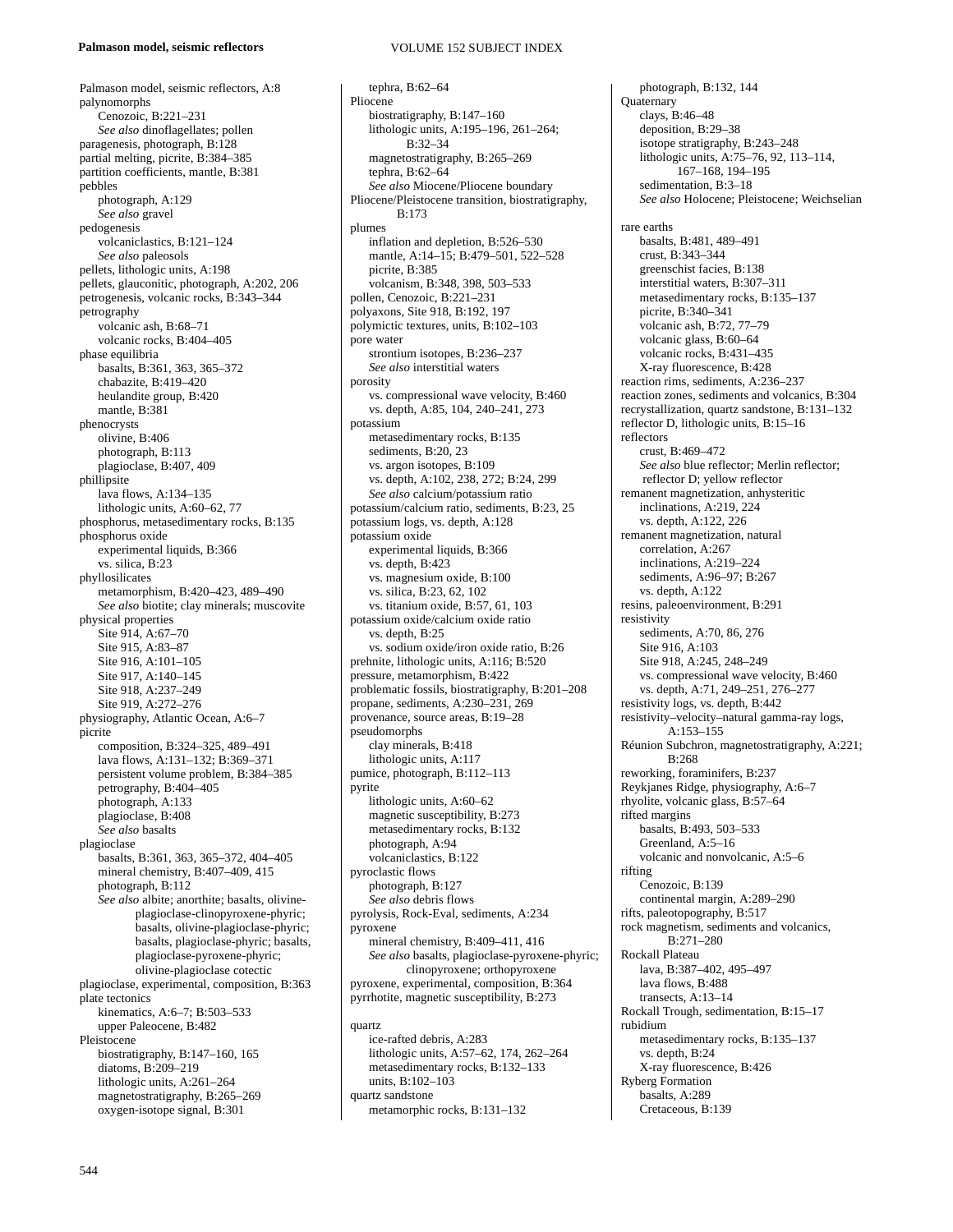Palmason model, seismic reflectors, A:8
palynomorphs
  Cenozoic, B:221–231
  *See also* dinoflagellates; pollen
paragenesis, photograph, B:128
partial melting, picrite, B:384–385
partition coefficients, mantle, B:381
pebbles
  photograph, A:129
  *See also* gravel
pedogenesis
  volcaniclastics, B:121–124
  *See also* paleosols
pellets, lithologic units, A:198
pellets, glauconitic, photograph, A:202, 206
petrogenesis, volcanic rocks, B:343–344
petrography
  volcanic ash, B:68–71
  volcanic rocks, B:404–405
phase equilibria
  basalts, B:361, 363, 365–372
  chabazite, B:419–420
  heulandite group, B:420
  mantle, B:381
phenocrysts
  olivine, B:406
  photograph, B:113
  plagioclase, B:407, 409
phillipsite
  lava flows, A:134–135
  lithologic units, A:60–62, 77
phosphorus, metasedimentary rocks, B:135
phosphorus oxide
  experimental liquids, B:366
  vs. silica, B:23
phyllosilicates
  metamorphism, B:420–423, 489–490
  *See also* biotite; clay minerals; muscovite
physical properties
  Site 914, A:67–70
  Site 915, A:83–87
  Site 916, A:101–105
  Site 917, A:140–145
  Site 918, A:237–249
  Site 919, A:272–276
physiography, Atlantic Ocean, A:6–7
picrite
  composition, B:324–325, 489–491
  lava flows, A:131–132; B:369–371
  persistent volume problem, B:384–385
  petrography, B:404–405
  photograph, A:133
  plagioclase, B:408
  *See also* basalts
plagioclase
  basalts, B:361, 363, 365–372, 404–405
  mineral chemistry, B:407–409, 415
  photograph, B:112
  *See also* albite; anorthite; basalts, olivine-plagioclase-clinopyroxene-phyric; basalts, olivine-plagioclase-phyric; basalts, plagioclase-phyric; basalts, plagioclase-pyroxene-phyric; olivine-plagioclase cotectic
plagioclase, experimental, composition, B:363
plate tectonics
  kinematics, A:6–7; B:503–533
  upper Paleocene, B:482
Pleistocene
  biostratigraphy, B:147–160, 165
  diatoms, B:209–219
  lithologic units, A:261–264
  magnetostratigraphy, B:265–269
  oxygen-isotope signal, B:301
  tephra, B:62–64
Pliocene
  biostratigraphy, B:147–160
  lithologic units, A:195–196, 261–264; B:32–34
  magnetostratigraphy, B:265–269
  tephra, B:62–64
  *See also* Miocene/Pliocene boundary
Pliocene/Pleistocene transition, biostratigraphy, B:173
plumes
  inflation and depletion, B:526–530
  mantle, A:14–15; B:479–501, 522–528
  picrite, B:385
  volcanism, B:348, 398, 503–533
pollen, Cenozoic, B:221–231
polyaxons, Site 918, B:192, 197
polymictic textures, units, B:102–103
pore water
  strontium isotopes, B:236–237
  *See also* interstitial waters
porosity
  vs. compressional wave velocity, B:460
  vs. depth, A:85, 104, 240–241, 273
potassium
  metasedimentary rocks, B:135
  sediments, B:20, 23
  vs. argon isotopes, B:109
  vs. depth, A:102, 238, 272; B:24, 299
  *See also* calcium/potassium ratio
potassium/calcium ratio, sediments, B:23, 25
potassium logs, vs. depth, A:128
potassium oxide
  experimental liquids, B:366
  vs. depth, B:423
  vs. magnesium oxide, B:100
  vs. silica, B:23, 62, 102
  vs. titanium oxide, B:57, 61, 103
potassium oxide/calcium oxide ratio
  vs. depth, B:25
  vs. sodium oxide/iron oxide ratio, B:26
prehnite, lithologic units, A:116; B:520
pressure, metamorphism, B:422
problematic fossils, biostratigraphy, B:201–208
propane, sediments, A:230–231, 269
provenance, source areas, B:19–28
pseudomorphs
  clay minerals, B:418
  lithologic units, A:117
pumice, photograph, B:112–113
pyrite
  lithologic units, A:60–62
  magnetic susceptibility, B:273
  metasedimentary rocks, B:132
  photograph, A:94
  volcaniclastics, B:122
pyroclastic flows
  photograph, B:127
  *See also* debris flows
pyrolysis, Rock-Eval, sediments, A:234
pyroxene
  mineral chemistry, B:409–411, 416
  *See also* basalts, plagioclase-pyroxene-phyric; clinopyroxene; orthopyroxene
pyroxene, experimental, composition, B:364
pyrrhotite, magnetic susceptibility, B:273

quartz
  ice-rafted debris, A:283
  lithologic units, A:57–62, 174, 262–264
  metasedimentary rocks, B:132–133
  units, B:102–103
quartz sandstone
  metamorphic rocks, B:131–132
  photograph, B:132, 144
Quaternary
  clays, B:46–48
  deposition, B:29–38
  isotope stratigraphy, B:243–248
  lithologic units, A:75–76, 92, 113–114, 167–168, 194–195
  sedimentation, B:3–18
  *See also* Holocene; Pleistocene; Weichselian

rare earths
  basalts, B:481, 489–491
  crust, B:343–344
  greenschist facies, B:138
  interstitial waters, B:307–311
  metasedimentary rocks, B:135–137
  picrite, B:340–341
  volcanic ash, B:72, 77–79
  volcanic glass, B:60–64
  volcanic rocks, B:431–435
  X-ray fluorescence, B:428
reaction rims, sediments, A:236–237
reaction zones, sediments and volcanics, B:304
recrystallization, quartz sandstone, B:131–132
reflector D, lithologic units, B:15–16
reflectors
  crust, B:469–472
  *See also* blue reflector; Merlin reflector; reflector D; yellow reflector
remanent magnetization, anhysteritic
  inclinations, A:219, 224
  vs. depth, A:122, 226
remanent magnetization, natural
  correlation, A:267
  inclinations, A:219–224
  sediments, A:96–97; B:267
  vs. depth, A:122
resins, paleoenvironment, B:291
resistivity
  sediments, A:70, 86, 276
  Site 916, A:103
  Site 918, A:245, 248–249
  vs. compressional wave velocity, B:460
  vs. depth, A:71, 249–251, 276–277
resistivity logs, vs. depth, B:442
resistivity–velocity–natural gamma-ray logs, A:153–155
Réunion Subchron, magnetostratigraphy, A:221; B:268
reworking, foraminifers, B:237
Reykjanes Ridge, physiography, A:6–7
rhyolite, volcanic glass, B:57–64
rifted margins
  basalts, B:493, 503–533
  Greenland, A:5–16
  volcanic and nonvolcanic, A:5–6
rifting
  Cenozoic, B:139
  continental margin, A:289–290
rifts, paleotopography, B:517
rock magnetism, sediments and volcanics, B:271–280
Rockall Plateau
  lava, B:387–402, 495–497
  lava flows, B:488
  transects, A:13–14
Rockall Trough, sedimentation, B:15–17
rubidium
  metasedimentary rocks, B:135–137
  vs. depth, B:24
  X-ray fluorescence, B:426
Ryberg Formation
  basalts, A:289
  Cretaceous, B:139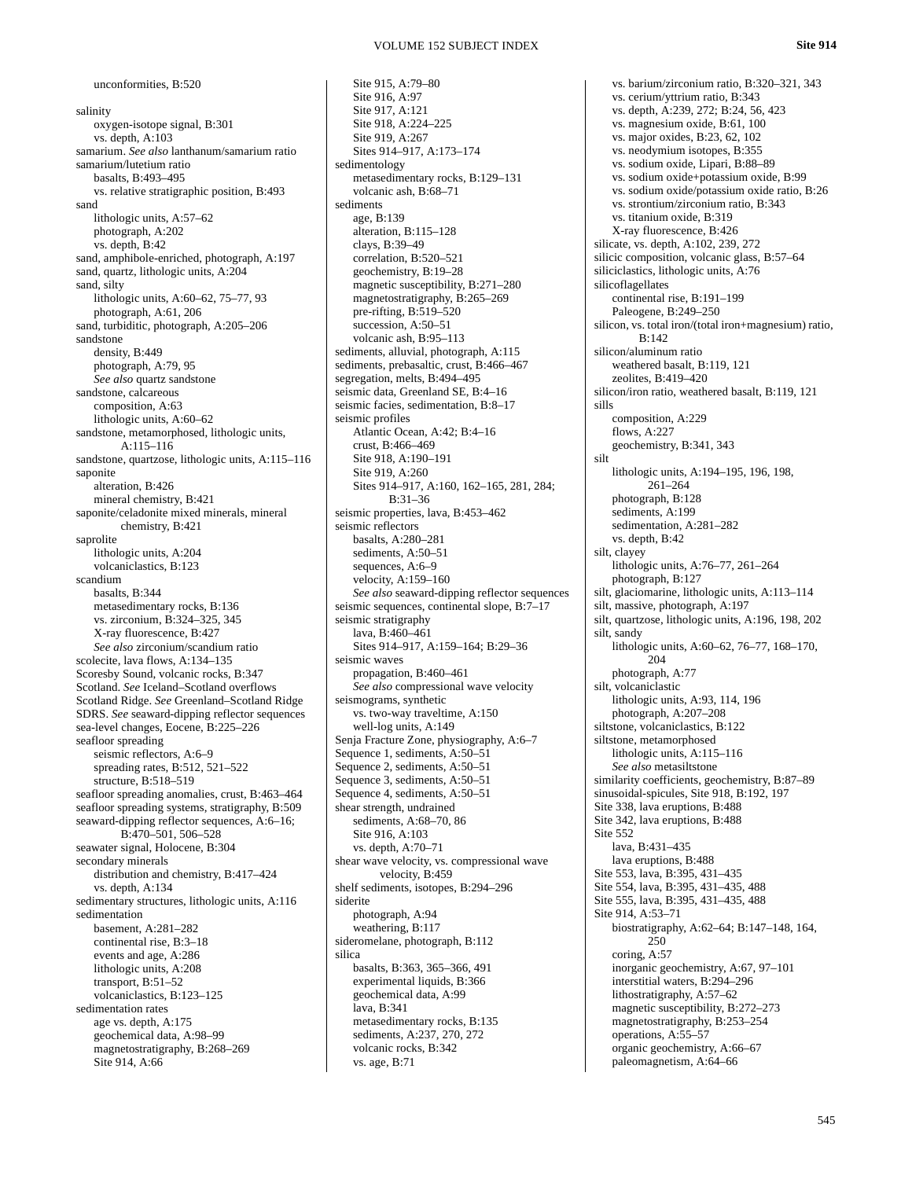unconformities, B:520

salinity
- oxygen-isotope signal, B:301
- vs. depth, A:103

samarium. *See also* lanthanum/samarium ratio

samarium/lutetium ratio
- basalts, B:493–495
- vs. relative stratigraphic position, B:493

sand
- lithologic units, A:57–62
- photograph, A:202
- vs. depth, B:42

sand, amphibole-enriched, photograph, A:197

sand, quartz, lithologic units, A:204

sand, silty
- lithologic units, A:60–62, 75–77, 93
- photograph, A:61, 206

sand, turbiditic, photograph, A:205–206

sandstone
- density, B:449
- photograph, A:79, 95
- *See also* quartz sandstone

sandstone, calcareous
- composition, A:63
- lithologic units, A:60–62

sandstone, metamorphosed, lithologic units, A:115–116

sandstone, quartzose, lithologic units, A:115–116

saponite
- alteration, B:426
- mineral chemistry, B:421

saponite/celadonite mixed minerals, mineral chemistry, B:421

saprolite
- lithologic units, A:204
- volcaniclastics, B:123

scandium
- basalts, B:344
- metasedimentary rocks, B:136
- vs. zirconium, B:324–325, 345
- X-ray fluorescence, B:427
- *See also* zirconium/scandium ratio

scolecite, lava flows, A:134–135

Scoresby Sound, volcanic rocks, B:347

Scotland. *See* Iceland–Scotland overflows

Scotland Ridge. *See* Greenland–Scotland Ridge

SDRS. *See* seaward-dipping reflector sequences

sea-level changes, Eocene, B:225–226

seafloor spreading
- seismic reflectors, A:6–9
- spreading rates, B:512, 521–522
- structure, B:518–519

seafloor spreading anomalies, crust, B:463–464

seafloor spreading systems, stratigraphy, B:509

seaward-dipping reflector sequences, A:6–16; B:470–501, 506–528

seawater signal, Holocene, B:304

secondary minerals
- distribution and chemistry, B:417–424
- vs. depth, A:134

sedimentary structures, lithologic units, A:116

sedimentation
- basement, A:281–282
- continental rise, B:3–18
- events and age, A:286
- lithologic units, A:208
- transport, B:51–52
- volcaniclastics, B:123–125

sedimentation rates
- age vs. depth, A:175
- geochemical data, A:98–99
- magnetostratigraphy, B:268–269
- Site 914, A:66
- Site 915, A:79–80
- Site 916, A:97
- Site 917, A:121
- Site 918, A:224–225
- Site 919, A:267
- Sites 914–917, A:173–174

sedimentology
- metasedimentary rocks, B:129–131
- volcanic ash, B:68–71

sediments
- age, B:139
- alteration, B:115–128
- clays, B:39–49
- correlation, B:520–521
- geochemistry, B:19–28
- magnetic susceptibility, B:271–280
- magnetostratigraphy, B:265–269
- pre-rifting, B:519–520
- succession, A:50–51
- volcanic ash, B:95–113

sediments, alluvial, photograph, A:115

sediments, prebasaltic, crust, B:466–467

segregation, melts, B:494–495

seismic data, Greenland SE, B:4–16

seismic facies, sedimentation, B:8–17

seismic profiles
- Atlantic Ocean, A:42; B:4–16
- crust, B:466–469
- Site 918, A:190–191
- Site 919, A:260
- Sites 914–917, A:160, 162–165, 281, 284; B:31–36

seismic properties, lava, B:453–462

seismic reflectors
- basalts, A:280–281
- sediments, A:50–51
- sequences, A:6–9
- velocity, A:159–160
- *See also* seaward-dipping reflector sequences

seismic sequences, continental slope, B:7–17

seismic stratigraphy
- lava, B:460–461
- Sites 914–917, A:159–164; B:29–36

seismic waves
- propagation, B:460–461
- *See also* compressional wave velocity

seismograms, synthetic
- vs. two-way traveltime, A:150
- well-log units, A:149

Senja Fracture Zone, physiography, A:6–7

Sequence 1, sediments, A:50–51

Sequence 2, sediments, A:50–51

Sequence 3, sediments, A:50–51

Sequence 4, sediments, A:50–51

shear strength, undrained
- sediments, A:68–70, 86
- Site 916, A:103
- vs. depth, A:70–71

shear wave velocity, vs. compressional wave velocity, B:459

shelf sediments, isotopes, B:294–296

siderite
- photograph, A:94
- weathering, B:117

sideromelane, photograph, B:112

silica
- basalts, B:363, 365–366, 491
- experimental liquids, B:366
- geochemical data, A:99
- lava, B:341
- metasedimentary rocks, B:135
- sediments, A:237, 270, 272
- volcanic rocks, B:342
- vs. age, B:71
- vs. barium/zirconium ratio, B:320–321, 343
- vs. cerium/yttrium ratio, B:343
- vs. depth, A:239, 272; B:24, 56, 423
- vs. magnesium oxide, B:61, 100
- vs. major oxides, B:23, 62, 102
- vs. neodymium isotopes, B:355
- vs. sodium oxide, Lipari, B:88–89
- vs. sodium oxide+potassium oxide, B:99
- vs. sodium oxide/potassium oxide ratio, B:26
- vs. strontium/zirconium ratio, B:343
- vs. titanium oxide, B:319
- X-ray fluorescence, B:426

silicate, vs. depth, A:102, 239, 272

silicic composition, volcanic glass, B:57–64

siliciclastics, lithologic units, A:76

silicoflagellates
- continental rise, B:191–199
- Paleogene, B:249–250

silicon, vs. total iron/(total iron+magnesium) ratio, B:142

silicon/aluminum ratio
- weathered basalt, B:119, 121
- zeolites, B:419–420

silicon/iron ratio, weathered basalt, B:119, 121

sills
- composition, A:229
- flows, A:227
- geochemistry, B:341, 343

silt
- lithologic units, A:194–195, 196, 198, 261–264
- photograph, B:128
- sediments, A:199
- sedimentation, A:281–282
- vs. depth, B:42

silt, clayey
- lithologic units, A:76–77, 261–264
- photograph, B:127

silt, glaciomarine, lithologic units, A:113–114

silt, massive, photograph, A:197

silt, quartzose, lithologic units, A:196, 198, 202

silt, sandy
- lithologic units, A:60–62, 76–77, 168–170, 204
- photograph, A:77

silt, volcaniclastic
- lithologic units, A:93, 114, 196
- photograph, A:207–208

siltstone, volcaniclastics, B:122

siltstone, metamorphosed
- lithologic units, A:115–116
- *See also* metasiltstone

similarity coefficients, geochemistry, B:87–89

sinusoidal-spicules, Site 918, B:192, 197

Site 338, lava eruptions, B:488

Site 342, lava eruptions, B:488

Site 552
- lava, B:431–435
- lava eruptions, B:488

Site 553, lava, B:395, 431–435

Site 554, lava, B:395, 431–435, 488

Site 555, lava, B:395, 431–435, 488

Site 914, A:53–71
- biostratigraphy, A:62–64; B:147–148, 164, 250
- coring, A:57
- inorganic geochemistry, A:67, 97–101
- interstitial waters, B:294–296
- lithostratigraphy, A:57–62
- magnetic susceptibility, B:272–273
- magnetostratigraphy, B:253–254
- operations, A:55–57
- organic geochemistry, A:66–67
- paleomagnetism, A:64–66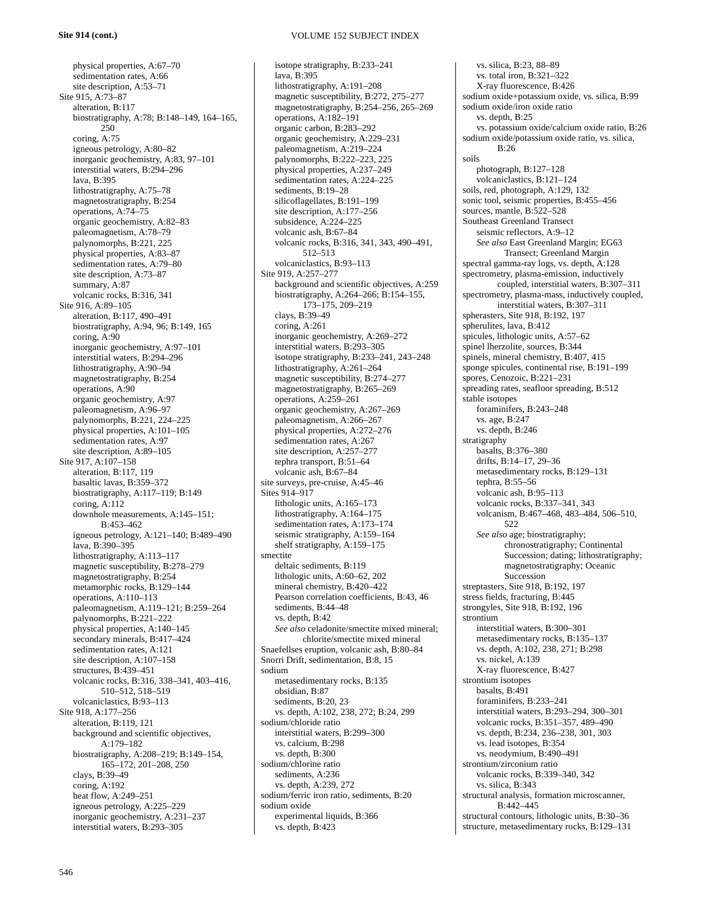**Site 914 (cont.)**

physical properties, A:67–70
sedimentation rates, A:66
site description, A:53–71

Site 915, A:73–87
alteration, B:117
biostratigraphy, A:78; B:148–149, 164–165, 250
coring, A:75
igneous petrology, A:80–82
inorganic geochemistry, A:83, 97–101
interstitial waters, B:294–296
lava, B:395
lithostratigraphy, A:75–78
magnetostratigraphy, B:254
operations, A:74–75
organic geochemistry, A:82–83
paleomagnetism, A:78–79
palynomorphs, B:221, 225
physical properties, A:83–87
sedimentation rates, A:79–80
site description, A:73–87
summary, A:87
volcanic rocks, B:316, 341

Site 916, A:89–105
alteration, B:117, 490–491
biostratigraphy, A:94, 96; B:149, 165
coring, A:90
inorganic geochemistry, A:97–101
interstitial waters, B:294–296
lithostratigraphy, A:90–94
magnetostratigraphy, B:254
operations, A:90
organic geochemistry, A:97
paleomagnetism, A:96–97
palynomorphs, B:221, 224–225
physical properties, A:101–105
sedimentation rates, A:97
site description, A:89–105

Site 917, A:107–158
alteration, B:117, 119
basaltic lavas, B:359–372
biostratigraphy, A:117–119; B:149
coring, A:112
downhole measurements, A:145–151; B:453–462
igneous petrology, A:121–140; B:489–490
lava, B:390–395
lithostratigraphy, A:113–117
magnetic susceptibility, B:278–279
magnetostratigraphy, B:254
metamorphic rocks, B:129–144
operations, A:110–113
paleomagnetism, A:119–121; B:259–264
palynomorphs, B:221–222
physical properties, A:140–145
secondary minerals, B:417–424
sedimentation rates, A:121
site description, A:107–158
structures, B:439–451
volcanic rocks, B:316, 338–341, 403–416, 510–512, 518–519
volcaniclastics, B:93–113

Site 918, A:177–256
alteration, B:119, 121
background and scientific objectives, A:179–182
biostratigraphy, A:208–219; B:149–154, 165–172, 201–208, 250
clays, B:39–49
coring, A:192
heat flow, A:249–251
igneous petrology, A:225–229
inorganic geochemistry, A:231–237
interstitial waters, B:293–305
isotope stratigraphy, B:233–241
lava, B:395
lithostratigraphy, A:191–208
magnetic susceptibility, B:272, 275–277
magnetostratigraphy, B:254–256, 265–269
operations, A:182–191
organic carbon, B:283–292
organic geochemistry, A:229–231
paleomagnetism, A:219–224
palynomorphs, B:222–223, 225
physical properties, A:237–249
sedimentation rates, A:224–225
sediments, B:19–28
silicoflagellates, B:191–199
site description, A:177–256
subsidence, A:224–225
volcanic ash, B:67–84
volcanic rocks, B:316, 341, 343, 490–491, 512–513
volcaniclastics, B:93–113

Site 919, A:257–277
background and scientific objectives, A:259
biostratigraphy, A:264–266; B:154–155, 173–175, 209–219
clays, B:39–49
coring, A:261
inorganic geochemistry, A:269–272
interstitial waters, B:293–305
isotope stratigraphy, B:233–241, 243–248
lithostratigraphy, A:261–264
magnetic susceptibility, B:274–277
magnetostratigraphy, B:265–269
operations, A:259–261
organic geochemistry, A:267–269
paleomagnetism, A:266–267
physical properties, A:272–276
sedimentation rates, A:267
site description, A:257–277
tephra transport, B:51–64
volcanic ash, B:67–84

site surveys, pre-cruise, A:45–46

Sites 914–917
lithologic units, A:165–173
lithostratigraphy, A:164–175
sedimentation rates, A:173–174
seismic stratigraphy, A:159–164
shelf stratigraphy, A:159–175

smectite
deltaic sediments, B:119
lithologic units, A:60–62, 202
mineral chemistry, B:420–422
Pearson correlation coefficients, B:43, 46
sediments, B:44–48
vs. depth, B:42
*See also* celadonite/smectite mixed mineral; chlorite/smectite mixed mineral

Snaefellses eruption, volcanic ash, B:80–84

Snorri Drift, sedimentation, B:8, 15

sodium
metasedimentary rocks, B:135
obsidian, B:87
sediments, B:20, 23
vs. depth, A:102, 238, 272; B:24, 299

sodium/chloride ratio
interstitial waters, B:299–300
vs. calcium, B:298
vs. depth, B:300

sodium/chlorine ratio
sediments, A:236
vs. depth, A:239, 272

sodium/ferric iron ratio, sediments, B:20

sodium oxide
experimental liquids, B:366
vs. depth, B:423
vs. silica, B:23, 88–89
vs. total iron, B:321–322
X-ray fluorescence, B:426

sodium oxide+potassium oxide, vs. silica, B:99

sodium oxide/iron oxide ratio
vs. depth, B:25
vs. potassium oxide/calcium oxide ratio, B:26

sodium oxide/potassium oxide ratio, vs. silica, B:26

soils
photograph, B:127–128
volcaniclastics, B:121–124

soils, red, photograph, A:129, 132

sonic tool, seismic properties, B:455–456

sources, mantle, B:522–528

Southeast Greenland Transect
seismic reflectors, A:9–12
*See also* East Greenland Margin; EG63 Transect; Greenland Margin

spectral gamma-ray logs, vs. depth, A:128

spectrometry, plasma-emission, inductively coupled, interstitial waters, B:307–311

spectrometry, plasma-mass, inductively coupled, interstitial waters, B:307–311

spherasters, Site 918, B:192, 197

spherulites, lava, B:412

spicules, lithologic units, A:57–62

spinel lherzolite, sources, B:344

spinels, mineral chemistry, B:407, 415

sponge spicules, continental rise, B:191–199

spores, Cenozoic, B:221–231

spreading rates, seafloor spreading, B:512

stable isotopes
foraminifers, B:243–248
vs. age, B:247
vs. depth, B:246

stratigraphy
basalts, B:376–380
drifts, B:14–17, 29–36
metasedimentary rocks, B:129–131
tephra, B:55–56
volcanic ash, B:95–113
volcanic rocks, B:337–341, 343
volcanism, B:467–468, 483–484, 506–510, 522
*See also* age; biostratigraphy; chronostratigraphy; Continental Succession; dating; lithostratigraphy; magnetostratigraphy; Oceanic Succession

streptasters, Site 918, B:192, 197

stress fields, fracturing, B:445

strongyles, Site 918, B:192, 196

strontium
interstitial waters, B:300–301
metasedimentary rocks, B:135–137
vs. depth, A:102, 238, 271; B:298
vs. nickel, A:139
X-ray fluorescence, B:427

strontium isotopes
basalts, B:491
foraminifers, B:233–241
interstitial waters, B:293–294, 300–301
volcanic rocks, B:351–357, 489–490
vs. depth, B:234, 236–238, 301, 303
vs. lead isotopes, B:354
vs. neodymium, B:490–491

strontium/zirconium ratio
volcanic rocks, B:339–340, 342
vs. silica, B:343

structural analysis, formation microscanner, B:442–445

structural contours, lithologic units, B:30–36

structure, metasedimentary rocks, B:129–131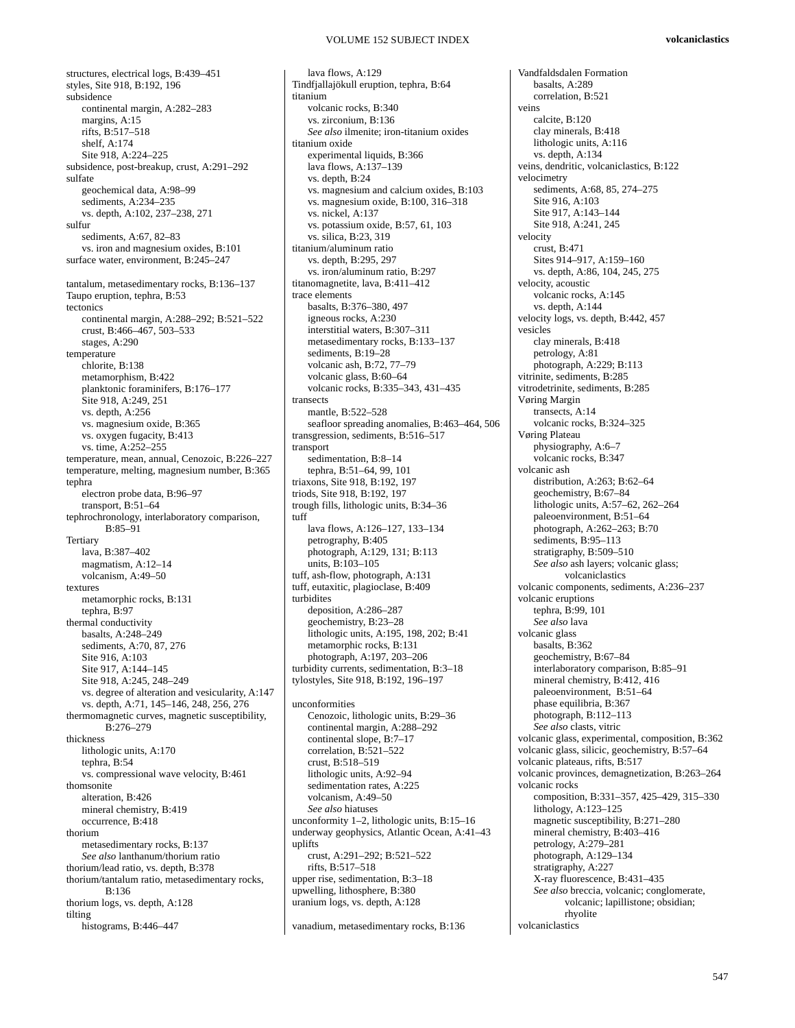structures, electrical logs, B:439–451
styles, Site 918, B:192, 196
subsidence
  continental margin, A:282–283
  margins, A:15
  rifts, B:517–518
  shelf, A:174
  Site 918, A:224–225
subsidence, post-breakup, crust, A:291–292
sulfate
  geochemical data, A:98–99
  sediments, A:234–235
  vs. depth, A:102, 237–238, 271
sulfur
  sediments, A:67, 82–83
  vs. iron and magnesium oxides, B:101
surface water, environment, B:245–247

tantalum, metasedimentary rocks, B:136–137
Taupo eruption, tephra, B:53
tectonics
  continental margin, A:288–292; B:521–522
  crust, B:466–467, 503–533
  stages, A:290
temperature
  chlorite, B:138
  metamorphism, B:422
  planktonic foraminifers, B:176–177
  Site 918, A:249, 251
  vs. depth, A:256
  vs. magnesium oxide, B:365
  vs. oxygen fugacity, B:413
  vs. time, A:252–255
temperature, mean, annual, Cenozoic, B:226–227
temperature, melting, magnesium number, B:365
tephra
  electron probe data, B:96–97
  transport, B:51–64
tephrochronology, interlaboratory comparison, B:85–91
Tertiary
  lava, B:387–402
  magmatism, A:12–14
  volcanism, A:49–50
textures
  metamorphic rocks, B:131
  tephra, B:97
thermal conductivity
  basalts, A:248–249
  sediments, A:70, 87, 276
  Site 916, A:103
  Site 917, A:144–145
  Site 918, A:245, 248–249
  vs. degree of alteration and vesicularity, A:147
  vs. depth, A:71, 145–146, 248, 256, 276
thermomagnetic curves, magnetic susceptibility, B:276–279
thickness
  lithologic units, A:170
  tephra, B:54
  vs. compressional wave velocity, B:461
thomsonite
  alteration, B:426
  mineral chemistry, B:419
  occurrence, B:418
thorium
  metasedimentary rocks, B:137
  *See also* lanthanum/thorium ratio
thorium/lead ratio, vs. depth, B:378
thorium/tantalum ratio, metasedimentary rocks, B:136
thorium logs, vs. depth, A:128
tilting
  histograms, B:446–447
  lava flows, A:129
Tindfjallajökull eruption, tephra, B:64
titanium
  volcanic rocks, B:340
  vs. zirconium, B:136
  *See also* ilmenite; iron-titanium oxides
titanium oxide
  experimental liquids, B:366
  lava flows, A:137–139
  vs. depth, B:24
  vs. magnesium and calcium oxides, B:103
  vs. magnesium oxide, B:100, 316–318
  vs. nickel, A:137
  vs. potassium oxide, B:57, 61, 103
  vs. silica, B:23, 319
titanium/aluminum ratio
  vs. depth, B:295, 297
  vs. iron/aluminum ratio, B:297
titanomagnetite, lava, B:411–412
trace elements
  basalts, B:376–380, 497
  igneous rocks, A:230
  interstitial waters, B:307–311
  metasedimentary rocks, B:133–137
  sediments, B:19–28
  volcanic ash, B:72, 77–79
  volcanic glass, B:60–64
  volcanic rocks, B:335–343, 431–435
transects
  mantle, B:522–528
  seafloor spreading anomalies, B:463–464, 506
transgression, sediments, B:516–517
transport
  sedimentation, B:8–14
  tephra, B:51–64, 99, 101
triaxons, Site 918, B:192, 197
triods, Site 918, B:192, 197
trough fills, lithologic units, B:34–36
tuff
  lava flows, A:126–127, 133–134
  petrography, B:405
  photograph, A:129, 131; B:113
  units, B:103–105
tuff, ash-flow, photograph, A:131
tuff, eutaxitic, plagioclase, B:409
turbidites
  deposition, A:286–287
  geochemistry, B:23–28
  lithologic units, A:195, 198, 202; B:41
  metamorphic rocks, B:131
  photograph, A:197, 203–206
turbidity currents, sedimentation, B:3–18
tylostyles, Site 918, B:192, 196–197

unconformities
  Cenozoic, lithologic units, B:29–36
  continental margin, A:288–292
  continental slope, B:7–17
  correlation, B:521–522
  crust, B:518–519
  lithologic units, A:92–94
  sedimentation rates, A:225
  volcanism, A:49–50
  *See also* hiatuses
unconformity 1–2, lithologic units, B:15–16
underway geophysics, Atlantic Ocean, A:41–43
uplifts
  crust, A:291–292; B:521–522
  rifts, B:517–518
upper rise, sedimentation, B:3–18
upwelling, lithosphere, B:380
uranium logs, vs. depth, A:128

vanadium, metasedimentary rocks, B:136
Vandfaldsdalen Formation
  basalts, A:289
  correlation, B:521
veins
  calcite, B:120
  clay minerals, B:418
  lithologic units, A:116
  vs. depth, A:134
veins, dendritic, volcaniclastics, B:122
velocimetry
  sediments, A:68, 85, 274–275
  Site 916, A:103
  Site 917, A:143–144
  Site 918, A:241, 245
velocity
  crust, B:471
  Sites 914–917, A:159–160
  vs. depth, A:86, 104, 245, 275
velocity, acoustic
  volcanic rocks, A:145
  vs. depth, A:144
velocity logs, vs. depth, B:442, 457
vesicles
  clay minerals, B:418
  petrology, A:81
  photograph, A:229; B:113
vitrinite, sediments, B:285
vitrodetrinite, sediments, B:285
Vøring Margin
  transects, A:14
  volcanic rocks, B:324–325
Vøring Plateau
  physiography, A:6–7
  volcanic rocks, B:347
volcanic ash
  distribution, A:263; B:62–64
  geochemistry, B:67–84
  lithologic units, A:57–62, 262–264
  paleoenvironment, B:51–64
  photograph, A:262–263; B:70
  sediments, B:95–113
  stratigraphy, B:509–510
  *See also* ash layers; volcanic glass; volcaniclastics
volcanic components, sediments, A:236–237
volcanic eruptions
  tephra, B:99, 101
  *See also* lava
volcanic glass
  basalts, B:362
  geochemistry, B:67–84
  interlaboratory comparison, B:85–91
  mineral chemistry, B:412, 416
  paleoenvironment, B:51–64
  phase equilibria, B:367
  photograph, B:112–113
  *See also* clasts, vitric
volcanic glass, experimental, composition, B:362
volcanic glass, silicic, geochemistry, B:57–64
volcanic plateaus, rifts, B:517
volcanic provinces, demagnetization, B:263–264
volcanic rocks
  composition, B:331–357, 425–429, 315–330
  lithology, A:123–125
  magnetic susceptibility, B:271–280
  mineral chemistry, B:403–416
  petrology, A:279–281
  photograph, A:129–134
  stratigraphy, A:227
  X-ray fluorescence, B:431–435
  *See also* breccia, volcanic; conglomerate, volcanic; lapillistone; obsidian; rhyolite
volcaniclastics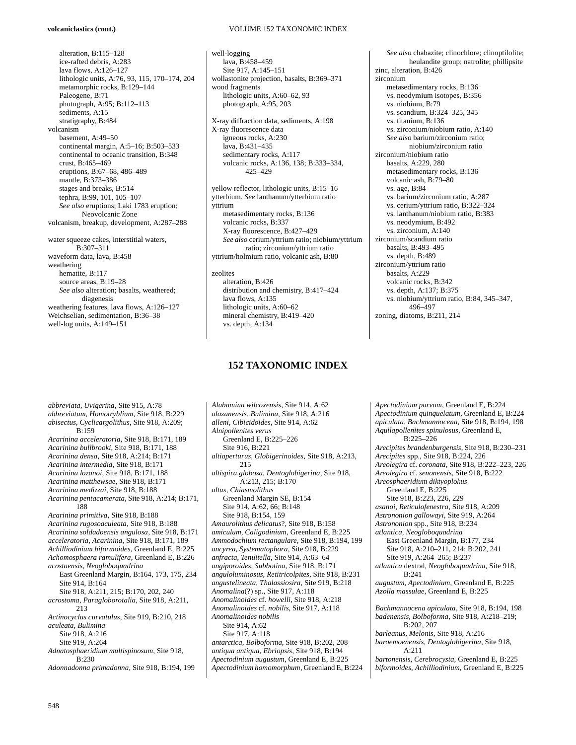alteration, B:115–128
ice-rafted debris, A:283
lava flows, A:126–127
lithologic units, A:76, 93, 115, 170–174, 204
metamorphic rocks, B:129–144
Paleogene, B:71
photograph, A:95; B:112–113
sediments, A:15
stratigraphy, B:484

volcanism
basement, A:49–50
continental margin, A:5–16; B:503–533
continental to oceanic transition, B:348
crust, B:465–469
eruptions, B:67–68, 486–489
mantle, B:373–386
stages and breaks, B:514
tephra, B:99, 101, 105–107
*See also* eruptions; Laki 1783 eruption; Neovolcanic Zone

volcanism, breakup, development, A:287–288

water squeeze cakes, interstitial waters, B:307–311

waveform data, lava, B:458

weathering
hematite, B:117
source areas, B:19–28
*See also* alteration; basalts, weathered; diagenesis

weathering features, lava flows, A:126–127

Weichselian, sedimentation, B:36–38

well-log units, A:149–151

well-logging
lava, B:458–459
Site 917, A:145–151

wollastonite projection, basalts, B:369–371

wood fragments
lithologic units, A:60–62, 93
photograph, A:95, 203

X-ray diffraction data, sediments, A:198

X-ray fluorescence data
igneous rocks, A:230
lava, B:431–435
sedimentary rocks, A:117
volcanic rocks, A:136, 138; B:333–334, 425–429

yellow reflector, lithologic units, B:15–16

ytterbium. *See* lanthanum/ytterbium ratio

yttrium
metasedimentary rocks, B:136
volcanic rocks, B:337
X-ray fluorescence, B:427–429
*See also* cerium/yttrium ratio; niobium/yttrium ratio; zirconium/yttrium ratio

yttrium/holmium ratio, volcanic ash, B:80

zeolites
alteration, B:426
distribution and chemistry, B:417–424
lava flows, A:135
lithologic units, A:60–62
mineral chemistry, B:419–420
vs. depth, A:134
*See also* chabazite; clinochlore; clinoptilolite; heulandite group; natrolite; phillipsite

zinc, alteration, B:426

zirconium
metasedimentary rocks, B:136
vs. neodymium isotopes, B:356
vs. niobium, B:79
vs. scandium, B:324–325, 345
vs. titanium, B:136
vs. zirconium/niobium ratio, A:140
*See also* barium/zirconium ratio; niobium/zirconium ratio

zirconium/niobium ratio
basalts, A:229, 280
metasedimentary rocks, B:136
volcanic ash, B:79–80
vs. age, B:84
vs. barium/zirconium ratio, A:287
vs. cerium/yttrium ratio, B:322–324
vs. lanthanum/niobium ratio, B:383
vs. neodymium, B:492
vs. zirconium, A:140

zirconium/scandium ratio
basalts, B:493–495
vs. depth, B:489

zirconium/yttrium ratio
basalts, A:229
volcanic rocks, B:342
vs. depth, A:137; B:375
vs. niobium/yttrium ratio, B:84, 345–347, 496–497

zoning, diatoms, B:211, 214

# 152 TAXONOMIC INDEX

*abbreviata, Uvigerina*, Site 915, A:78
*abbreviatum, Homotryblium*, Site 918, B:229
*abisectus, Cyclicargolithus*, Site 918, A:209; B:159
*Acarinina acceleratoria*, Site 918, B:171, 189
*Acarinina bullbrooki*, Site 918, B:171, 188
*Acarinina densa*, Site 918, A:214; B:171
*Acarinina intermedia*, Site 918, B:171
*Acarinina lozanoi*, Site 918, B:171, 188
*Acarinina matthewsae*, Site 918, B:171
*Acarinina medizzai*, Site 918, B:188
*Acarinina pentacamerata*, Site 918, A:214; B:171, 188
*Acarinina primitiva*, Site 918, B:188
*Acarinina rugosoaculeata*, Site 918, B:188
*Acarinina soldadoensis angulosa*, Site 918, B:171
*acceleratoria, Acarinina*, Site 918, B:171, 189
*Achilliodinium biformoides*, Greenland E, B:225
*Achomosphaera ramulifera*, Greenland E, B:226
*acostaensis, Neogloboquadrina*
East Greenland Margin, B:164, 173, 175, 234
Site 914, B:164
Site 918, A:211, 215; B:170, 202, 240
*acrostoma, Paragloborotalia*, Site 918, A:211, 213
*Actinocyclus curvatulus*, Site 919, B:210, 218
*aculeata, Bulimina*
Site 918, A:216
Site 919, A:264
*Adnatosphaeridium multispinosum*, Site 918, B:230
*Adonnadonna primadonna*, Site 918, B:194, 199
*Alabamina wilcoxensis*, Site 914, A:62
*alazanensis, Bulimina*, Site 918, A:216
*alleni, Cibicidoides*, Site 914, A:62
*Alnipollenites verus*
Greenland E, B:225–226
Site 916, B:221
*altiaperturus, Globigerinoides*, Site 918, A:213, 215
*altispira globosa, Dentoglobigerina*, Site 918, A:213, 215; B:170
*altus, Chiasmolithus*
Greenland Margin SE, B:154
Site 914, A:62, 66; B:148
Site 918, B:154, 159
*Amaurolithus delicatus*?, Site 918, B:158
*amiculum, Caligodinium*, Greenland E, B:225
*Ammodochium rectangulare*, Site 918, B:194, 199
*ancyrea, Systematophora*, Site 918, B:229
*anfracta, Tenuitella*, Site 914, A:63–64
*angiporoides, Subbotina*, Site 918, B:171
*anguloluminosus, Retitricolpites*, Site 918, B:231
*angustelineata, Thalassiosira*, Site 919, B:218
*Anomalina*(?) sp., Site 917, A:118
*Anomalinoides* cf. *howelli*, Site 918, A:218
*Anomalinoides* cf. *nobilis*, Site 917, A:118
*Anomalinoides nobilis*
Site 914, A:62
Site 917, A:118
*antarctica, Bolboforma*, Site 918, B:202, 208
*antiqua antiqua, Ebriopsis*, Site 918, B:194
*Apectodinium augustum*, Greenland E, B:225
*Apectodinium homomorphum*, Greenland E, B:224
*Apectodinium parvum*, Greenland E, B:224
*Apectodinium quinquelatum*, Greenland E, B:224
*apiculata, Bachmannocena*, Site 918, B:194, 198
*Aquilapollenites spinulosus*, Greenland E, B:225–226
*Arecipites brandenburgensis*, Site 918, B:230–231
*Arecipites* spp., Site 918, B:224, 226
*Areolegira* cf. *coronata*, Site 918, B:222–223, 226
*Areolegira* cf. *senonensis*, Site 918, B:222
*Areosphaeridium diktyoplokus*
Greenland E, B:225
Site 918, B:223, 226, 229
*asanoi, Reticulofenestra*, Site 918, A:209
*Astrononion gallowayi*, Site 919, A:264
*Astrononion* spp., Site 918, B:234
*atlantica, Neogloboquadrina*
East Greenland Margin, B:177, 234
Site 918, A:210–211, 214; B:202, 241
Site 919, A:264–265; B:237
*atlantica* dextral, *Neogloboquadrina*, Site 918, B:241
*augustum, Apectodinium*, Greenland E, B:225
*Azolla massulae*, Greenland E, B:225

*Bachmannocena apiculata*, Site 918, B:194, 198
*badenensis, Bolboforma*, Site 918, A:218–219; B:202, 207
*barleanus, Melonis*, Site 918, A:216
*baroemoenensis, Dentoglobigerina*, Site 918, A:211
*bartonensis, Cerebrocysta*, Greenland E, B:225
*biformoides, Achilliodinium*, Greenland E, B:225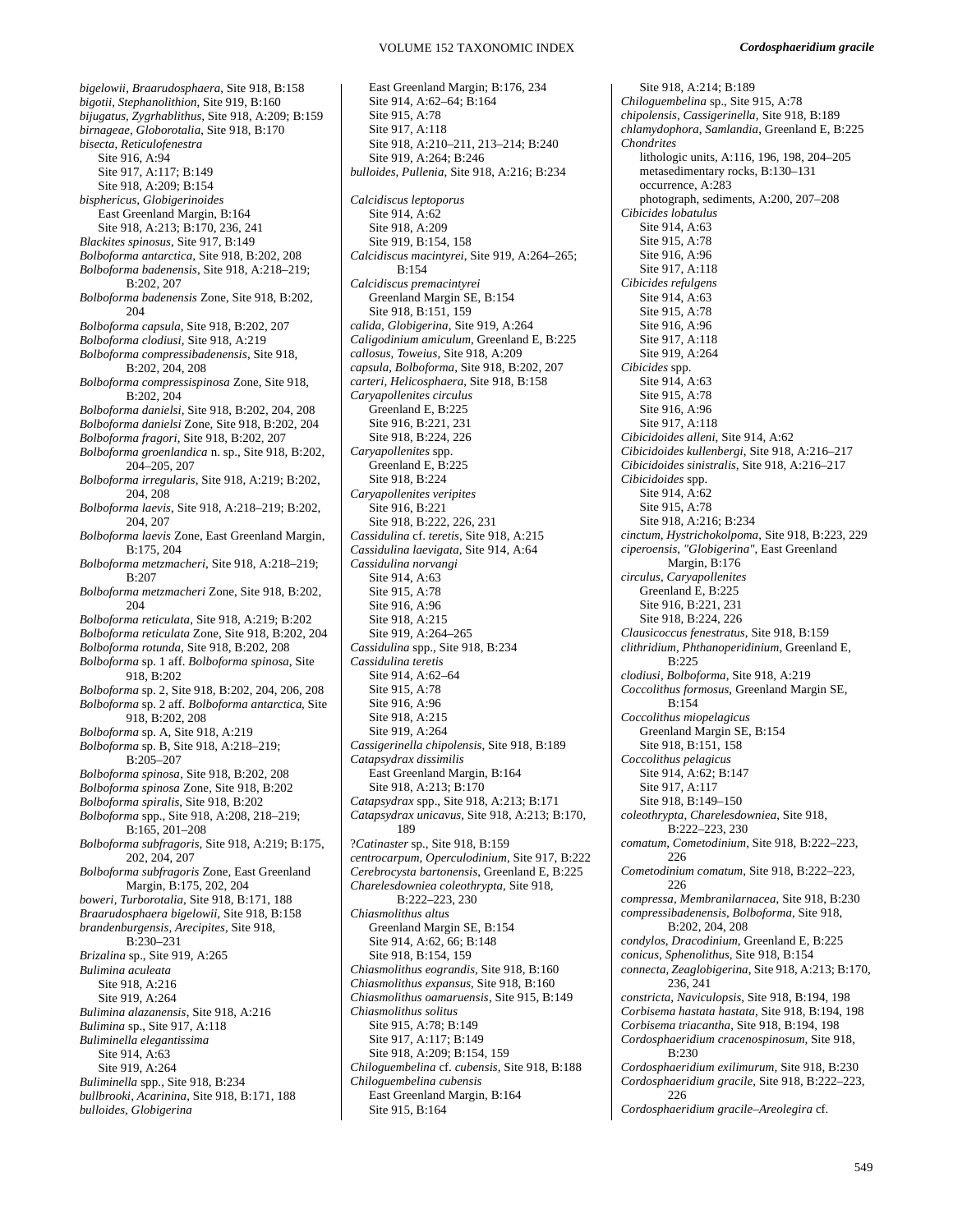*bigelowii, Braarudosphaera*, Site 918, B:158
*bigotii, Stephanolithion*, Site 919, B:160
*bijugatus, Zygrhablithus*, Site 918, A:209; B:159
*birnageae, Globorotalia*, Site 918, B:170
*bisecta, Reticulofenestra*
  Site 916, A:94
  Site 917, A:117; B:149
  Site 918, A:209; B:154
*bisphericus, Globigerinoides*
  East Greenland Margin, B:164
  Site 918, A:213; B:170, 236, 241
*Blackites spinosus*, Site 917, B:149
*Bolboforma antarctica*, Site 918, B:202, 208
*Bolboforma badenensis*, Site 918, A:218–219; B:202, 207
*Bolboforma badenensis* Zone, Site 918, B:202, 204
*Bolboforma capsula*, Site 918, B:202, 207
*Bolboforma clodiusi*, Site 918, A:219
*Bolboforma compressibadenensis*, Site 918, B:202, 204, 208
*Bolboforma compressispinosa* Zone, Site 918, B:202, 204
*Bolboforma danielsi*, Site 918, B:202, 204, 208
*Bolboforma danielsi* Zone, Site 918, B:202, 204
*Bolboforma fragori*, Site 918, B:202, 207
*Bolboforma groenlandica* n. sp., Site 918, B:202, 204–205, 207
*Bolboforma irregularis*, Site 918, A:219; B:202, 204, 208
*Bolboforma laevis*, Site 918, A:218–219; B:202, 204, 207
*Bolboforma laevis* Zone, East Greenland Margin, B:175, 204
*Bolboforma metzmacheri*, Site 918, A:218–219; B:207
*Bolboforma metzmacheri* Zone, Site 918, B:202, 204
*Bolboforma reticulata*, Site 918, A:219; B:202
*Bolboforma reticulata* Zone, Site 918, B:202, 204
*Bolboforma rotunda*, Site 918, B:202, 208
*Bolboforma* sp. 1 aff. *Bolboforma spinosa*, Site 918, B:202
*Bolboforma* sp. 2, Site 918, B:202, 204, 206, 208
*Bolboforma* sp. 2 aff. *Bolboforma antarctica*, Site 918, B:202, 208
*Bolboforma* sp. A, Site 918, A:219
*Bolboforma* sp. B, Site 918, A:218–219; B:205–207
*Bolboforma spinosa*, Site 918, B:202, 208
*Bolboforma spinosa* Zone, Site 918, B:202
*Bolboforma spiralis*, Site 918, B:202
*Bolboforma* spp., Site 918, A:208, 218–219; B:165, 201–208
*Bolboforma subfragoris*, Site 918, A:219; B:175, 202, 204, 207
*Bolboforma subfragoris* Zone, East Greenland Margin, B:175, 202, 204
*boweri, Turborotalia*, Site 918, B:171, 188
*Braarudosphaera bigelowii*, Site 918, B:158
*brandenburgensis, Arecipites*, Site 918, B:230–231
*Brizalina* sp., Site 919, A:265
*Bulimina aculeata*
  Site 918, A:216
  Site 919, A:264
*Bulimina alazanensis*, Site 918, A:216
*Bulimina* sp., Site 917, A:118
*Buliminella elegantissima*
  Site 914, A:63
  Site 919, A:264
*Buliminella* spp., Site 918, B:234
*bullbrooki, Acarinina*, Site 918, B:171, 188
*bulloides, Globigerina*
  East Greenland Margin; B:176, 234
  Site 914, A:62–64; B:164
  Site 915, A:78
  Site 917, A:118
  Site 918, A:210–211, 213–214; B:240
  Site 919, A:264; B:246
*bulloides, Pullenia*, Site 918, A:216; B:234

*Calcidiscus leptoporus*
  Site 914, A:62
  Site 918, A:209
  Site 919, B:154, 158
*Calcidiscus macintyrei*, Site 919, A:264–265; B:154
*Calcidiscus premacintyrei*
  Greenland Margin SE, B:154
  Site 918, B:151, 159
*calida, Globigerina*, Site 919, A:264
*Caligodinium amiculum*, Greenland E, B:225
*callosus, Toweius*, Site 918, A:209
*capsula, Bolboforma*, Site 918, B:202, 207
*carteri, Helicosphaera*, Site 918, B:158
*Caryapollenites circulus*
  Greenland E, B:225
  Site 916, B:221, 231
  Site 918, B:224, 226
*Caryapollenites* spp.
  Greenland E, B:225
  Site 918, B:224
*Caryapollenites veripites*
  Site 916, B:221
  Site 918, B:222, 226, 231
*Cassidulina* cf. *teretis*, Site 918, A:215
*Cassidulina laevigata*, Site 914, A:64
*Cassidulina norvangi*
  Site 914, A:63
  Site 915, A:78
  Site 916, A:96
  Site 918, A:215
  Site 919, A:264–265
*Cassidulina* spp., Site 918, B:234
*Cassidulina teretis*
  Site 914, A:62–64
  Site 915, A:78
  Site 916, A:96
  Site 918, A:215
  Site 919, A:264
*Cassigerinella chipolensis*, Site 918, B:189
*Catapsydrax dissimilis*
  East Greenland Margin, B:164
  Site 918, A:213; B:170
*Catapsydrax* spp., Site 918, A:213; B:171
*Catapsydrax unicavus*, Site 918, A:213; B:170, 189
?*Catinaster* sp., Site 918, B:159
*centrocarpum, Operculodinium*, Site 917, B:222
*Cerebrocysta bartonensis*, Greenland E, B:225
*Charelesdowniea coleothrypta*, Site 918, B:222–223, 230
*Chiasmolithus altus*
  Greenland Margin SE, B:154
  Site 914, A:62, 66; B:148
  Site 918, B:154, 159
*Chiasmolithus eograndis*, Site 918, B:160
*Chiasmolithus expansus*, Site 918, B:160
*Chiasmolithus oamaruensis*, Site 915, B:149
*Chiasmolithus solitus*
  Site 915, A:78; B:149
  Site 917, A:117; B:149
  Site 918, A:209; B:154, 159
*Chiloguembelina* cf. *cubensis*, Site 918, B:188
*Chiloguembelina cubensis*
  East Greenland Margin, B:164
  Site 915, B:164
  Site 918, A:214; B:189
*Chiloguembelina* sp., Site 915, A:78
*chipolensis, Cassigerinella*, Site 918, B:189
*chlamydophora, Samlandia*, Greenland E, B:225
*Chondrites*
  lithologic units, A:116, 196, 198, 204–205
  metasedimentary rocks, B:130–131
  occurrence, A:283
  photograph, sediments, A:200, 207–208
*Cibicides lobatulus*
  Site 914, A:63
  Site 915, A:78
  Site 916, A:96
  Site 917, A:118
*Cibicides refulgens*
  Site 914, A:63
  Site 915, A:78
  Site 916, A:96
  Site 917, A:118
  Site 919, A:264
*Cibicides* spp.
  Site 914, A:63
  Site 915, A:78
  Site 916, A:96
  Site 917, A:118
*Cibicidoides alleni*, Site 914, A:62
*Cibicidoides kullenbergi*, Site 918, A:216–217
*Cibicidoides sinistralis*, Site 918, A:216–217
*Cibicidoides* spp.
  Site 914, A:62
  Site 915, A:78
  Site 918, A:216; B:234
*cinctum, Hystrichokolpoma*, Site 918, B:223, 229
*ciperoensis, "Globigerina"*, East Greenland Margin, B:176
*circulus, Caryapollenites*
  Greenland E, B:225
  Site 916, B:221, 231
  Site 918, B:224, 226
*Clausicoccus fenestratus*, Site 918, B:159
*clithridium, Phthanoperidinium*, Greenland E, B:225
*clodiusi, Bolboforma*, Site 918, A:219
*Coccolithus formosus*, Greenland Margin SE, B:154
*Coccolithus miopelagicus*
  Greenland Margin SE, B:154
  Site 918, B:151, 158
*Coccolithus pelagicus*
  Site 914, A:62; B:147
  Site 917, A:117
  Site 918, B:149–150
*coleothrypta, Charelesdowniea*, Site 918, B:222–223, 230
*comatum, Cometodinium*, Site 918, B:222–223, 226
*Cometodinium comatum*, Site 918, B:222–223, 226
*compressa, Membranilarnacea*, Site 918, B:230
*compressibadenensis, Bolboforma*, Site 918, B:202, 204, 208
*condylos, Dracodinium*, Greenland E, B:225
*conicus, Sphenolithus*, Site 918, B:154
*connecta, Zeaglobigerina*, Site 918, A:213; B:170, 236, 241
*constricta, Naviculopsis*, Site 918, B:194, 198
*Corbisema hastata hastata*, Site 918, B:194, 198
*Corbisema triacantha*, Site 918, B:194, 198
*Cordosphaeridium cracenospinosum*, Site 918, B:230
*Cordosphaeridium exilimurum*, Site 918, B:230
*Cordosphaeridium gracile*, Site 918, B:222–223, 226
*Cordosphaeridium gracile–Areolegira* cf.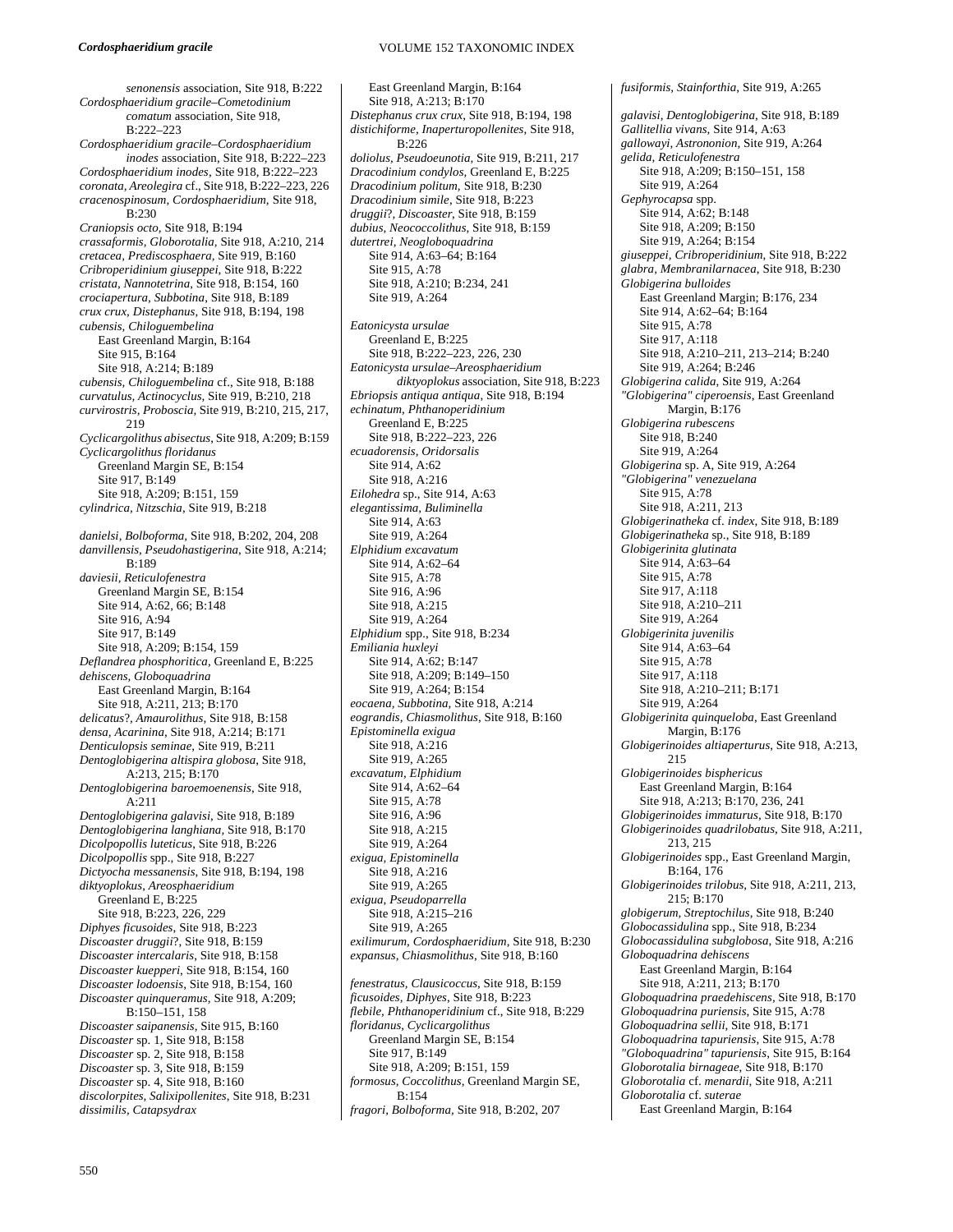*senonensis* association, Site 918, B:222
*Cordosphaeridium gracile–Cometodinium comatum* association, Site 918, B:222–223
*Cordosphaeridium gracile–Cordosphaeridium inodes* association, Site 918, B:222–223
*Cordosphaeridium inodes*, Site 918, B:222–223
*coronata, Areolegira* cf., Site 918, B:222–223, 226
*cracenospinosum, Cordosphaeridium*, Site 918, B:230
*Craniopsis octo*, Site 918, B:194
*crassaformis, Globorotalia*, Site 918, A:210, 214
*cretacea, Prediscosphaera*, Site 919, B:160
*Cribroperidinium giuseppei*, Site 918, B:222
*cristata, Nannotetrina*, Site 918, B:154, 160
*crociapertura, Subbotina*, Site 918, B:189
*crux crux, Distephanus*, Site 918, B:194, 198
*cubensis, Chiloguembelina*
  East Greenland Margin, B:164
  Site 915, B:164
  Site 918, A:214; B:189
*cubensis, Chiloguembelina* cf., Site 918, B:188
*curvatulus, Actinocyclus*, Site 919, B:210, 218
*curvirostris, Proboscia*, Site 919, B:210, 215, 217, 219
*Cyclicargolithus abisectus*, Site 918, A:209; B:159
*Cyclicargolithus floridanus*
  Greenland Margin SE, B:154
  Site 917, B:149
  Site 918, A:209; B:151, 159
*cylindrica, Nitzschia*, Site 919, B:218

*danielsi, Bolboforma*, Site 918, B:202, 204, 208
*danvillensis, Pseudohastigerina*, Site 918, A:214; B:189
*daviesii, Reticulofenestra*
  Greenland Margin SE, B:154
  Site 914, A:62, 66; B:148
  Site 916, A:94
  Site 917, B:149
  Site 918, A:209; B:154, 159
*Deflandrea phosphoritica*, Greenland E, B:225
*dehiscens, Globoquadrina*
  East Greenland Margin, B:164
  Site 918, A:211, 213; B:170
*delicatus*?, *Amaurolithus*, Site 918, B:158
*densa, Acarinina*, Site 918, A:214; B:171
*Denticulopsis seminae*, Site 919, B:211
*Dentoglobigerina altispira globosa*, Site 918, A:213, 215; B:170
*Dentoglobigerina baroemoenensis*, Site 918, A:211
*Dentoglobigerina galavisi*, Site 918, B:189
*Dentoglobigerina langhiana*, Site 918, B:170
*Dicolpopollis luteticus*, Site 918, B:226
*Dicolpopollis* spp., Site 918, B:227
*Dictyocha messanensis*, Site 918, B:194, 198
*diktyoplokus, Areosphaeridium*
  Greenland E, B:225
  Site 918, B:223, 226, 229
*Diphyes ficusoides*, Site 918, B:223
*Discoaster druggii*?, Site 918, B:159
*Discoaster intercalaris*, Site 918, B:158
*Discoaster kuepperi*, Site 918, B:154, 160
*Discoaster lodoensis*, Site 918, B:154, 160
*Discoaster quinqueramus*, Site 918, A:209; B:150–151, 158
*Discoaster saipanensis*, Site 915, B:160
*Discoaster* sp. 1, Site 918, B:158
*Discoaster* sp. 2, Site 918, B:158
*Discoaster* sp. 3, Site 918, B:159
*Discoaster* sp. 4, Site 918, B:160
*discolorpites, Salixipollenites*, Site 918, B:231
*dissimilis, Catapsydrax*
  East Greenland Margin, B:164
  Site 918, A:213; B:170
*Distephanus crux crux*, Site 918, B:194, 198
*distichiforme, Inaperturopollenites*, Site 918, B:226
*doliolus, Pseudoeunotia*, Site 919, B:211, 217
*Dracodinium condylos*, Greenland E, B:225
*Dracodinium politum*, Site 918, B:230
*Dracodinium simile*, Site 918, B:223
*druggii*?, *Discoaster*, Site 918, B:159
*dubius, Neococcolithus*, Site 918, B:159
*dutertrei, Neogloboquadrina*
  Site 914, A:63–64; B:164
  Site 915, A:78
  Site 918, A:210; B:234, 241
  Site 919, A:264

*Eatonicysta ursulae*
  Greenland E, B:225
  Site 918, B:222–223, 226, 230
*Eatonicysta ursulae–Areosphaeridium diktyoplokus* association, Site 918, B:223
*Ebriopsis antiqua antiqua*, Site 918, B:194
*echinatum, Phthanoperidinium*
  Greenland E, B:225
  Site 918, B:222–223, 226
*ecuadorensis, Oridorsalis*
  Site 914, A:62
  Site 918, A:216
*Eilohedra* sp., Site 914, A:63
*elegantissima, Buliminella*
  Site 914, A:63
  Site 919, A:264
*Elphidium excavatum*
  Site 914, A:62–64
  Site 915, A:78
  Site 916, A:96
  Site 918, A:215
  Site 919, A:264
*Elphidium* spp., Site 918, B:234
*Emiliania huxleyi*
  Site 914, A:62; B:147
  Site 918, A:209; B:149–150
  Site 919, A:264; B:154
*eocaena, Subbotina*, Site 918, A:214
*eograndis, Chiasmolithus*, Site 918, B:160
*Epistominella exigua*
  Site 918, A:216
  Site 919, A:265
*excavatum, Elphidium*
  Site 914, A:62–64
  Site 915, A:78
  Site 916, A:96
  Site 918, A:215
  Site 919, A:264
*exigua, Epistominella*
  Site 918, A:216
  Site 919, A:265
*exigua, Pseudoparrella*
  Site 918, A:215–216
  Site 919, A:265
*exilimurum, Cordosphaeridium*, Site 918, B:230
*expansus, Chiasmolithus*, Site 918, B:160

*fenestratus, Clausicoccus*, Site 918, B:159
*ficusoides, Diphyes*, Site 918, B:223
*flebile, Phthanoperidinium* cf., Site 918, B:229
*floridanus, Cyclicargolithus*
  Greenland Margin SE, B:154
  Site 917, B:149
  Site 918, A:209; B:151, 159
*formosus, Coccolithus*, Greenland Margin SE, B:154
*fragori, Bolboforma*, Site 918, B:202, 207
*fusiformis, Stainforthia*, Site 919, A:265

*galavisi, Dentoglobigerina*, Site 918, B:189
*Gallitellia vivans*, Site 914, A:63
*gallowayi, Astrononion*, Site 919, A:264
*gelida, Reticulofenestra*
  Site 918, A:209; B:150–151, 158
  Site 919, A:264
*Gephyrocapsa* spp.
  Site 914, A:62; B:148
  Site 918, A:209; B:150
  Site 919, A:264; B:154
*giuseppei, Cribroperidinium*, Site 918, B:222
*glabra, Membranilarnacea*, Site 918, B:230
*Globigerina bulloides*
  East Greenland Margin; B:176, 234
  Site 914, A:62–64; B:164
  Site 915, A:78
  Site 917, A:118
  Site 918, A:210–211, 213–214; B:240
  Site 919, A:264; B:246
*Globigerina calida*, Site 919, A:264
*"Globigerina" ciperoensis*, East Greenland Margin, B:176
*Globigerina rubescens*
  Site 918, B:240
  Site 919, A:264
*Globigerina* sp. A, Site 919, A:264
*"Globigerina" venezuelana*
  Site 915, A:78
  Site 918, A:211, 213
*Globigerinatheka* cf. *index*, Site 918, B:189
*Globigerinatheka* sp., Site 918, B:189
*Globigerinita glutinata*
  Site 914, A:63–64
  Site 915, A:78
  Site 917, A:118
  Site 918, A:210–211
  Site 919, A:264
*Globigerinita juvenilis*
  Site 914, A:63–64
  Site 915, A:78
  Site 917, A:118
  Site 918, A:210–211; B:171
  Site 919, A:264
*Globigerinita quinqueloba*, East Greenland Margin, B:176
*Globigerinoides altiaperturus*, Site 918, A:213, 215
*Globigerinoides bisphericus*
  East Greenland Margin, B:164
  Site 918, A:213; B:170, 236, 241
*Globigerinoides immaturus*, Site 918, B:170
*Globigerinoides quadrilobatus*, Site 918, A:211, 213, 215
*Globigerinoides* spp., East Greenland Margin, B:164, 176
*Globigerinoides trilobus*, Site 918, A:211, 213, 215; B:170
*globigerum, Streptochilus*, Site 918, B:240
*Globocassidulina* spp., Site 918, B:234
*Globocassidulina subglobosa*, Site 918, A:216
*Globoquadrina dehiscens*
  East Greenland Margin, B:164
  Site 918, A:211, 213; B:170
*Globoquadrina praedehiscens*, Site 918, B:170
*Globoquadrina puriensis*, Site 915, A:78
*Globoquadrina sellii*, Site 918, B:171
*Globoquadrina tapuriensis*, Site 915, A:78
*"Globoquadrina" tapuriensis*, Site 915, B:164
*Globorotalia birnageae*, Site 918, B:170
*Globorotalia* cf. *menardii*, Site 918, A:211
*Globorotalia* cf. *suterae*
  East Greenland Margin, B:164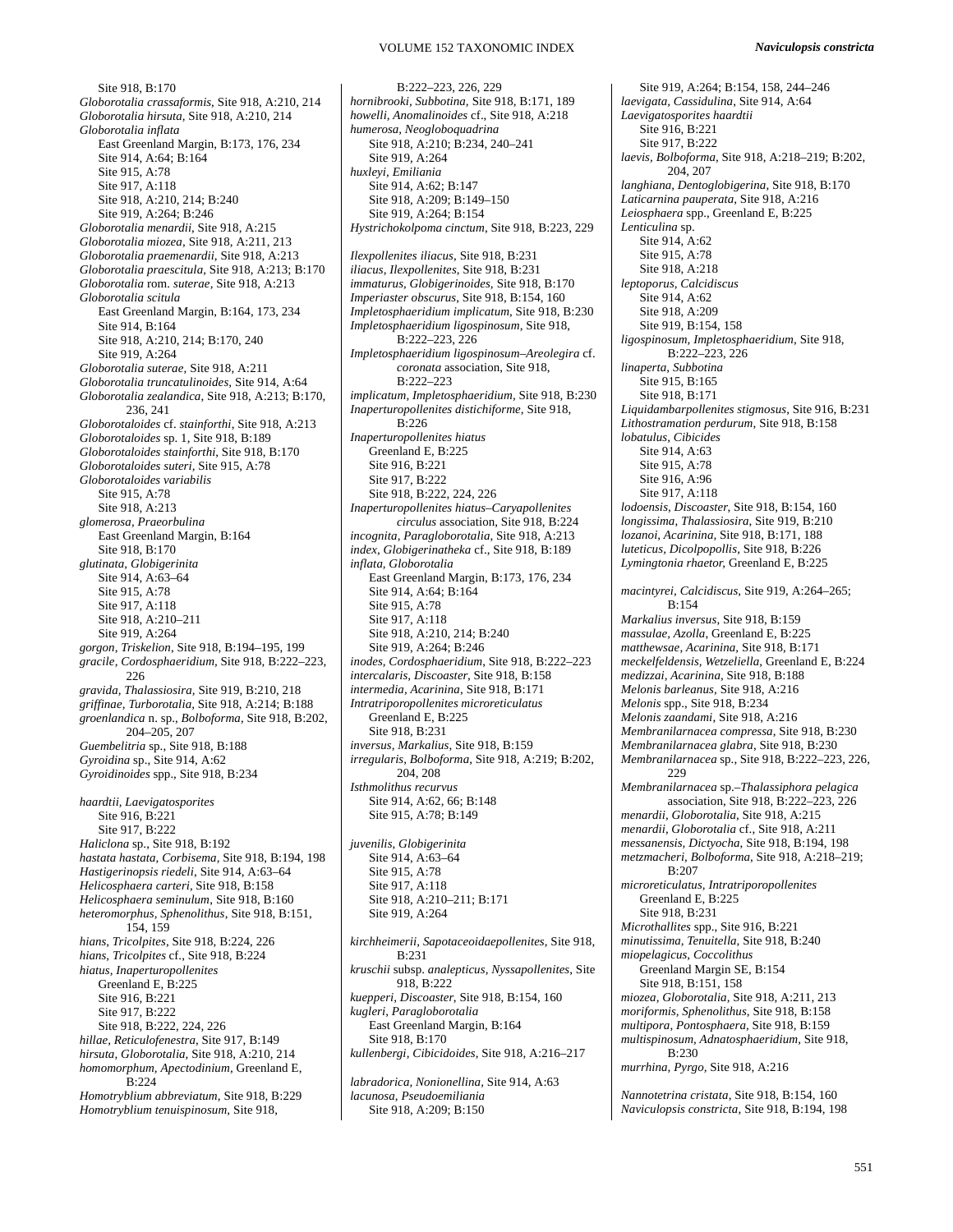Site 918, B:170

*Globorotalia crassaformis*, Site 918, A:210, 214

*Globorotalia hirsuta*, Site 918, A:210, 214

*Globorotalia inflata*
- East Greenland Margin, B:173, 176, 234
- Site 914, A:64; B:164
- Site 915, A:78
- Site 917, A:118
- Site 918, A:210, 214; B:240
- Site 919, A:264; B:246

*Globorotalia menardii*, Site 918, A:215

*Globorotalia miozea*, Site 918, A:211, 213

*Globorotalia praemenardii*, Site 918, A:213

*Globorotalia praescitula*, Site 918, A:213; B:170

*Globorotalia* rom. *suterae*, Site 918, A:213

*Globorotalia scitula*
- East Greenland Margin, B:164, 173, 234
- Site 914, B:164
- Site 918, A:210, 214; B:170, 240
- Site 919, A:264

*Globorotalia suterae*, Site 918, A:211

*Globorotalia truncatulinoides*, Site 914, A:64

*Globorotalia zealandica*, Site 918, A:213; B:170, 236, 241

*Globorotaloides* cf. *stainforthi*, Site 918, A:213

*Globorotaloides* sp. 1, Site 918, B:189

*Globorotaloides stainforthi*, Site 918, B:170

*Globorotaloides suteri*, Site 915, A:78

*Globorotaloides variabilis*
- Site 915, A:78
- Site 918, A:213

*glomerosa, Praeorbulina*
- East Greenland Margin, B:164
- Site 918, B:170

*glutinata, Globigerinita*
- Site 914, A:63–64
- Site 915, A:78
- Site 917, A:118
- Site 918, A:210–211
- Site 919, A:264

*gorgon, Triskelion*, Site 918, B:194–195, 199

*gracile, Cordosphaeridium*, Site 918, B:222–223, 226

*gravida, Thalassiosira*, Site 919, B:210, 218

*griffinae, Turborotalia*, Site 918, A:214; B:188

*groenlandica* n. sp., *Bolboforma*, Site 918, B:202, 204–205, 207

*Guembelitria* sp., Site 918, B:188

*Gyroidina* sp., Site 914, A:62

*Gyroidinoides* spp., Site 918, B:234

*haardtii, Laevigatosporites*
- Site 916, B:221
- Site 917, B:222

*Haliclona* sp., Site 918, B:192

*hastata hastata, Corbisema*, Site 918, B:194, 198

*Hastigerinopsis riedeli*, Site 914, A:63–64

*Helicosphaera carteri*, Site 918, B:158

*Helicosphaera seminulum*, Site 918, B:160

*heteromorphus, Sphenolithus*, Site 918, B:151, 154, 159

*hians, Tricolpites*, Site 918, B:224, 226

*hians, Tricolpites* cf., Site 918, B:224

*hiatus, Inaperturopollenites*
- Greenland E, B:225
- Site 916, B:221
- Site 917, B:222
- Site 918, B:222, 224, 226

*hillae, Reticulofenestra*, Site 917, B:149

*hirsuta, Globorotalia*, Site 918, A:210, 214

*homomorphum, Apectodinium*, Greenland E, B:224

*Homotryblium abbreviatum*, Site 918, B:229

*Homotryblium tenuispinosum*, Site 918, B:222–223, 226, 229

*hornibrooki, Subbotina*, Site 918, B:171, 189

*howelli, Anomalinoides* cf., Site 918, A:218

*humerosa, Neogloboquadrina*
- Site 918, A:210; B:234, 240–241
- Site 919, A:264

*huxleyi, Emiliania*
- Site 914, A:62; B:147
- Site 918, A:209; B:149–150
- Site 919, A:264; B:154

*Hystrichokolpoma cinctum*, Site 918, B:223, 229

*Ilexpollenites iliacus*, Site 918, B:231

*iliacus, Ilexpollenites*, Site 918, B:231

*immaturus, Globigerinoides*, Site 918, B:170

*Imperiaster obscurus*, Site 918, B:154, 160

*Impletosphaeridium implicatum*, Site 918, B:230

*Impletosphaeridium ligospinosum*, Site 918, B:222–223, 226

*Impletosphaeridium ligospinosum–Areolegira* cf. *coronata* association, Site 918, B:222–223

*implicatum, Impletosphaeridium*, Site 918, B:230

*Inaperturopollenites distichiforme*, Site 918, B:226

*Inaperturopollenites hiatus*
- Greenland E, B:225
- Site 916, B:221
- Site 917, B:222
- Site 918, B:222, 224, 226

*Inaperturopollenites hiatus–Caryapollenites circulus* association, Site 918, B:224

*incognita, Paragloborotalia*, Site 918, A:213

*index, Globigerinatheka* cf., Site 918, B:189

*inflata, Globorotalia*
- East Greenland Margin, B:173, 176, 234
- Site 914, A:64; B:164
- Site 915, A:78
- Site 917, A:118
- Site 918, A:210, 214; B:240
- Site 919, A:264; B:246

*inodes, Cordosphaeridium*, Site 918, B:222–223

*intercalaris, Discoaster*, Site 918, B:158

*intermedia, Acarinina*, Site 918, B:171

*Intratriporopollenites microreticulatus*
- Greenland E, B:225
- Site 918, B:231

*inversus, Markalius*, Site 918, B:159

*irregularis, Bolboforma*, Site 918, A:219; B:202, 204, 208

*Isthmolithus recurvus*
- Site 914, A:62, 66; B:148
- Site 915, A:78; B:149

*juvenilis, Globigerinita*
- Site 914, A:63–64
- Site 915, A:78
- Site 917, A:118
- Site 918, A:210–211; B:171
- Site 919, A:264

*kirchheimerii, Sapotaceoidaepollenites*, Site 918, B:231

*kruschii* subsp. *analepticus, Nyssapollenites*, Site 918, B:222

*kuepperi, Discoaster*, Site 918, B:154, 160

*kugleri, Paragloborotalia*
- East Greenland Margin, B:164
- Site 918, B:170

*kullenbergi, Cibicidoides*, Site 918, A:216–217

*labradorica, Nonionellina*, Site 914, A:63

*lacunosa, Pseudoemiliania*
- Site 918, A:209; B:150
- Site 919, A:264; B:154, 158, 244–246

*laevigata, Cassidulina*, Site 914, A:64

*Laevigatosporites haardtii*
- Site 916, B:221
- Site 917, B:222

*laevis, Bolboforma*, Site 918, A:218–219; B:202, 204, 207

*langhiana, Dentoglobigerina*, Site 918, B:170

*Laticarnina pauperata*, Site 918, A:216

*Leiosphaera* spp., Greenland E, B:225

*Lenticulina* sp.
- Site 914, A:62
- Site 915, A:78
- Site 918, A:218

*leptoporus, Calcidiscus*
- Site 914, A:62
- Site 918, A:209
- Site 919, B:154, 158

*ligospinosum, Impletosphaeridium*, Site 918, B:222–223, 226

*linaperta, Subbotina*
- Site 915, B:165
- Site 918, B:171

*Liquidambarpollenites stigmosus*, Site 916, B:231

*Lithostromation perdurum*, Site 918, B:158

*lobatulus, Cibicides*
- Site 914, A:63
- Site 915, A:78
- Site 916, A:96
- Site 917, A:118

*lodoensis, Discoaster*, Site 918, B:154, 160

*longissima, Thalassiosira*, Site 919, B:210

*lozanoi, Acarinina*, Site 918, B:171, 188

*luteticus, Dicolpopollis*, Site 918, B:226

*Lymingtonia rhaetor*, Greenland E, B:225

*macintyrei, Calcidiscus*, Site 919, A:264–265; B:154

*Markalius inversus*, Site 918, B:159

*massulae, Azolla*, Greenland E, B:225

*matthewsae, Acarinina*, Site 918, B:171

*meckelfeldensis, Wetzeliella*, Greenland E, B:224

*medizzai, Acarinina*, Site 918, B:188

*Melonis barleanus*, Site 918, A:216

*Melonis* spp., Site 918, B:234

*Melonis zaandami*, Site 918, A:216

*Membranilarnacea compressa*, Site 918, B:230

*Membranilarnacea glabra*, Site 918, B:230

*Membranilarnacea* sp., Site 918, B:222–223, 226, 229

*Membranilarnacea* sp.–*Thalassiphora pelagica* association, Site 918, B:222–223, 226

*menardii, Globorotalia*, Site 918, A:215

*menardii, Globorotalia* cf., Site 918, A:211

*messanensis, Dictyocha*, Site 918, B:194, 198

*metzmacheri, Bolboforma*, Site 918, A:218–219; B:207

*microreticulatus, Intratriporopollenites*
- Greenland E, B:225
- Site 918, B:231

*Microthallites* spp., Site 916, B:221

*minutissima, Tenuitella*, Site 918, B:240

*miopelagicus, Coccolithus*
- Greenland Margin SE, B:154
- Site 918, B:151, 158

*miozea, Globorotalia*, Site 918, A:211, 213

*moriformis, Sphenolithus*, Site 918, B:158

*multipora, Pontosphaera*, Site 918, B:159

*multispinosum, Adnatosphaeridium*, Site 918, B:230

*murrhina, Pyrgo*, Site 918, A:216

*Nannotetrina cristata*, Site 918, B:154, 160

*Naviculopsis constricta*, Site 918, B:194, 198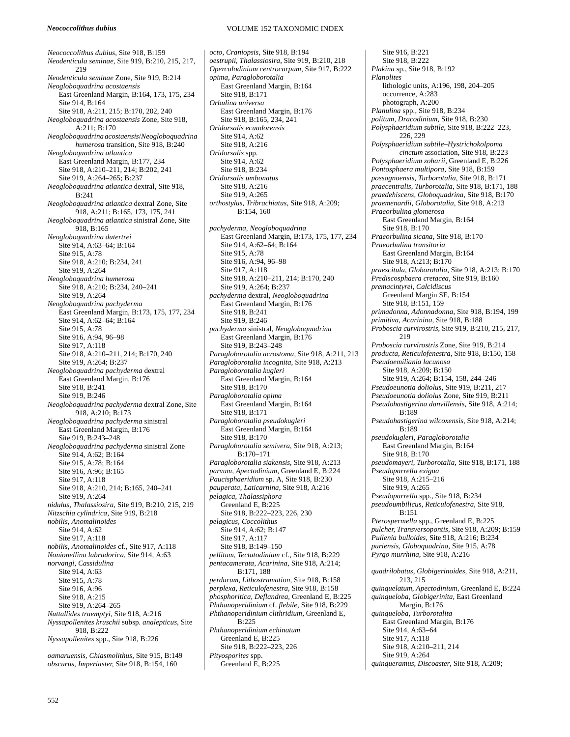*Neococcolithus dubius*, Site 918, B:159
*Neodenticula seminae*, Site 919, B:210, 215, 217, 219
*Neodenticula seminae* Zone, Site 919, B:214
*Neogloboquadrina acostaensis*
  East Greenland Margin, B:164, 173, 175, 234
  Site 914, B:164
  Site 918, A:211, 215; B:170, 202, 240
*Neogloboquadrina acostaensis* Zone, Site 918, A:211; B:170
*Neogloboquadrina acostaensis*/*Neogloboquadrina humerosa* transition, Site 918, B:240
*Neogloboquadrina atlantica*
  East Greenland Margin, B:177, 234
  Site 918, A:210–211, 214; B:202, 241
  Site 919, A:264–265; B:237
*Neogloboquadrina atlantica* dextral, Site 918, B:241
*Neogloboquadrina atlantica* dextral Zone, Site 918, A:211; B:165, 173, 175, 241
*Neogloboquadrina atlantica* sinistral Zone, Site 918, B:165
*Neogloboquadrina dutertrei*
  Site 914, A:63–64; B:164
  Site 915, A:78
  Site 918, A:210; B:234, 241
  Site 919, A:264
*Neogloboquadrina humerosa*
  Site 918, A:210; B:234, 240–241
  Site 919, A:264
*Neogloboquadrina pachyderma*
  East Greenland Margin, B:173, 175, 177, 234
  Site 914, A:62–64; B:164
  Site 915, A:78
  Site 916, A:94, 96–98
  Site 917, A:118
  Site 918, A:210–211, 214; B:170, 240
  Site 919, A:264; B:237
*Neogloboquadrina pachyderma* dextral
  East Greenland Margin, B:176
  Site 918, B:241
  Site 919, B:246
*Neogloboquadrina pachyderma* dextral Zone, Site 918, A:210; B:173
*Neogloboquadrina pachyderma* sinistral
  East Greenland Margin, B:176
  Site 919, B:243–248
*Neogloboquadrina pachyderma* sinistral Zone
  Site 914, A:62; B:164
  Site 915, A:78; B:164
  Site 916, A:96; B:165
  Site 917, A:118
  Site 918, A:210, 214; B:165, 240–241
  Site 919, A:264
*nidulus, Thalassiosira*, Site 919, B:210, 215, 219
*Nitzschia cylindrica*, Site 919, B:218
*nobilis, Anomalinoides*
  Site 914, A:62
  Site 917, A:118
*nobilis, Anomalinoides* cf., Site 917, A:118
*Nonionellina labradorica*, Site 914, A:63
*norvangi, Cassidulina*
  Site 914, A:63
  Site 915, A:78
  Site 916, A:96
  Site 918, A:215
  Site 919, A:264–265
*Nuttallides truemptyi*, Site 918, A:216
*Nyssapollenites kruschii* subsp. *analepticus*, Site 918, B:222
*Nyssapollenites* spp., Site 918, B:226

*oamaruensis, Chiasmolithus*, Site 915, B:149
*obscurus, Imperiaster*, Site 918, B:154, 160
*octo, Craniopsis*, Site 918, B:194
*oestrupii, Thalassiosira*, Site 919, B:210, 218
*Operculodinium centrocarpum*, Site 917, B:222
*opima, Paragloborotalia*
  East Greenland Margin, B:164
  Site 918, B:171
*Orbulina universa*
  East Greenland Margin, B:176
  Site 918, B:165, 234, 241
*Oridorsalis ecuadorensis*
  Site 914, A:62
  Site 918, A:216
*Oridorsalis* spp.
  Site 914, A:62
  Site 918, B:234
*Oridorsalis umbonatus*
  Site 918, A:216
  Site 919, A:265
*orthostylus, Tribrachiatus*, Site 918, A:209; B:154, 160

*pachyderma, Neogloboquadrina*
  East Greenland Margin, B:173, 175, 177, 234
  Site 914, A:62–64; B:164
  Site 915, A:78
  Site 916, A:94, 96–98
  Site 917, A:118
  Site 918, A:210–211, 214; B:170, 240
  Site 919, A:264; B:237
*pachyderma* dextral, *Neogloboquadrina*
  East Greenland Margin, B:176
  Site 918, B:241
  Site 919, B:246
*pachyderma* sinistral, *Neogloboquadrina*
  East Greenland Margin, B:176
  Site 919, B:243–248
*Paragloborotalia acrostoma*, Site 918, A:211, 213
*Paragloborotalia incognita*, Site 918, A:213
*Paragloborotalia kugleri*
  East Greenland Margin, B:164
  Site 918, B:170
*Paragloborotalia opima*
  East Greenland Margin, B:164
  Site 918, B:171
*Paragloborotalia pseudokugleri*
  East Greenland Margin, B:164
  Site 918, B:170
*Paragloborotalia semivera*, Site 918, A:213; B:170–171
*Paragloborotalia siakensis*, Site 918, A:213
*parvum, Apectodinium*, Greenland E, B:224
*Paucisphaeridium* sp. A, Site 918, B:230
*pauperata, Laticarnina*, Site 918, A:216
*pelagica, Thalassiphora*
  Greenland E, B:225
  Site 918, B:222–223, 226, 230
*pelagicus, Coccolithus*
  Site 914, A:62; B:147
  Site 917, A:117
  Site 918, B:149–150
*pellitum, Tectatodinium* cf., Site 918, B:229
*pentacamerata, Acarinina*, Site 918, A:214; B:171, 188
*perdurum, Lithostromation*, Site 918, B:158
*perplexa, Reticulofenestra*, Site 918, B:158
*phosphoritica, Deflandrea*, Greenland E, B:225
*Phthanoperidinium* cf. *flebile*, Site 918, B:229
*Phthanoperidinium clithridium*, Greenland E, B:225
*Phthanoperidinium echinatum*
  Greenland E, B:225
  Site 918, B:222–223, 226
*Pityosporites* spp.
  Greenland E, B:225
  Site 916, B:221
  Site 918, B:222
*Plakina* sp., Site 918, B:192
*Planolites*
  lithologic units, A:196, 198, 204–205
  occurrence, A:283
  photograph, A:200
*Planulina* spp., Site 918, B:234
*politum, Dracodinium*, Site 918, B:230
*Polysphaeridium subtile*, Site 918, B:222–223, 226, 229
*Polysphaeridium subtile*–*Hystrichokolpoma cinctum* association, Site 918, B:223
*Polysphaeridium zoharii*, Greenland E, B:226
*Pontosphaera multipora*, Site 918, B:159
*possagnoensis, Turborotalia*, Site 918, B:171
*praecentralis, Turborotalia*, Site 918, B:171, 188
*praedehiscens, Globoquadrina*, Site 918, B:170
*praemenardii, Globorotalia*, Site 918, A:213
*Praeorbulina glomerosa*
  East Greenland Margin, B:164
  Site 918, B:170
*Praeorbulina sicana*, Site 918, B:170
*Praeorbulina transitoria*
  East Greenland Margin, B:164
  Site 918, A:213; B:170
*praescitula, Globorotalia*, Site 918, A:213; B:170
*Prediscosphaera cretacea*, Site 919, B:160
*premacintyrei, Calcidiscus*
  Greenland Margin SE, B:154
  Site 918, B:151, 159
*primadonna, Adonnadonna*, Site 918, B:194, 199
*primitiva, Acarinina*, Site 918, B:188
*Proboscia curvirostris*, Site 919, B:210, 215, 217, 219
*Proboscia curvirostris* Zone, Site 919, B:214
*producta, Reticulofenestra*, Site 918, B:150, 158
*Pseudoemiliania lacunosa*
  Site 918, A:209; B:150
  Site 919, A:264; B:154, 158, 244–246
*Pseudoeunotia doliolus*, Site 919, B:211, 217
*Pseudoeunotia doliolus* Zone, Site 919, B:211
*Pseudohastigerina danvillensis*, Site 918, A:214; B:189
*Pseudohastigerina wilcoxensis*, Site 918, A:214; B:189
*pseudokugleri, Paragloborotalia*
  East Greenland Margin, B:164
  Site 918, B:170
*pseudomayeri, Turborotalia*, Site 918, B:171, 188
*Pseudoparrella exigua*
  Site 918, A:215–216
  Site 919, A:265
*Pseudoparrella* spp., Site 918, B:234
*pseudoumbilicus, Reticulofenestra*, Site 918, B:151
*Pterospermella* spp., Greenland E, B:225
*pulcher, Transversopontis*, Site 918, A:209; B:159
*Pullenia bulloides*, Site 918, A:216; B:234
*puriensis, Globoquadrina*, Site 915, A:78
*Pyrgo murrhina*, Site 918, A:216

*quadrilobatus, Globigerinoides*, Site 918, A:211, 213, 215
*quinquelatum, Apectodinium*, Greenland E, B:224
*quinqueloba, Globigerinita*, East Greenland Margin, B:176
*quinqueloba, Turborotalita*
  East Greenland Margin, B:176
  Site 914, A:63–64
  Site 917, A:118
  Site 918, A:210–211, 214
  Site 919, A:264
*quinqueramus, Discoaster*, Site 918, A:209;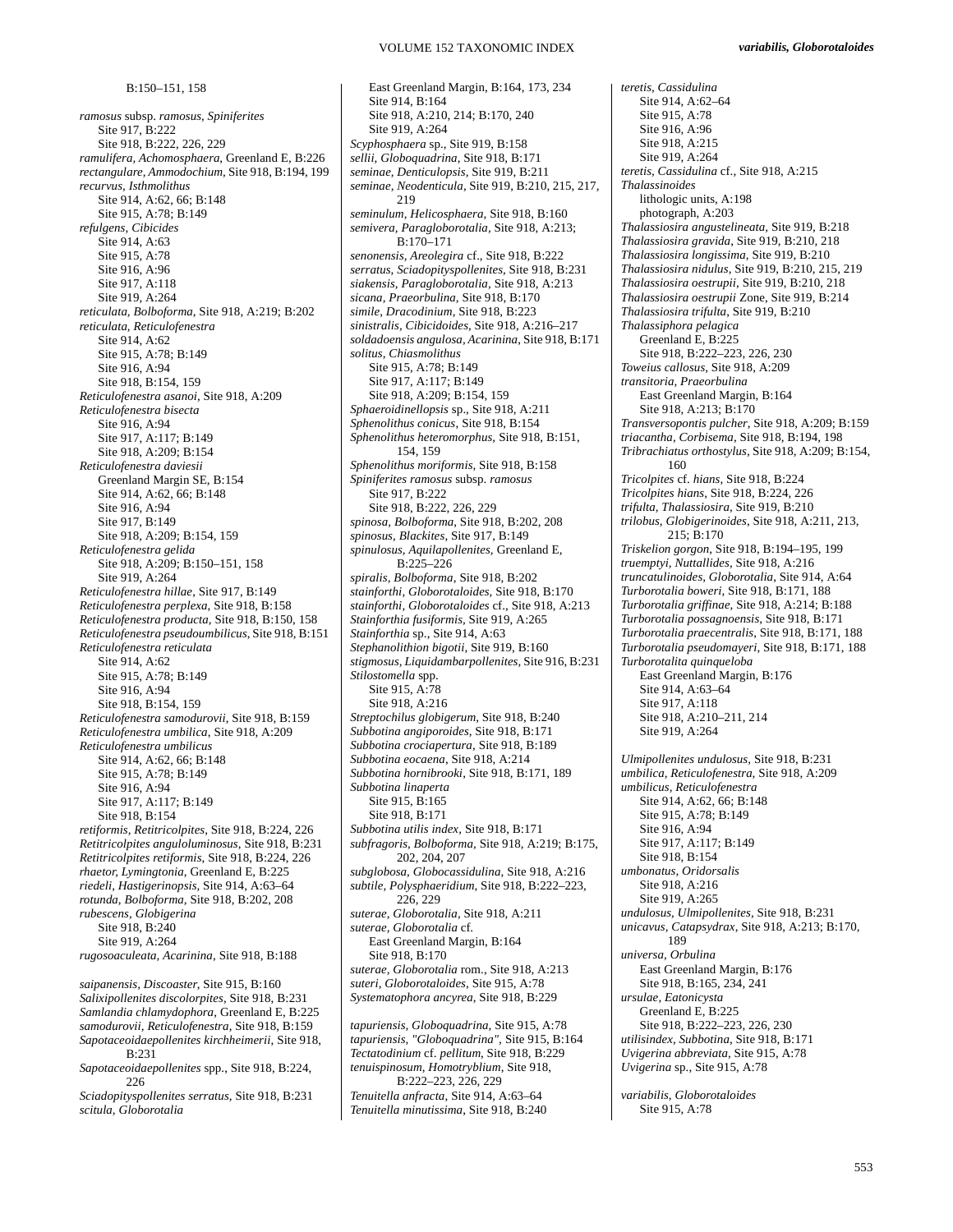B:150–151, 158

*ramosus* subsp. *ramosus, Spiniferites*
  Site 917, B:222
  Site 918, B:222, 226, 229
*ramulifera, Achomosphaera,* Greenland E, B:226
*rectangulare, Ammodochium,* Site 918, B:194, 199
*recurvus, Isthmolithus*
  Site 914, A:62, 66; B:148
  Site 915, A:78; B:149
*refulgens, Cibicides*
  Site 914, A:63
  Site 915, A:78
  Site 916, A:96
  Site 917, A:118
  Site 919, A:264
*reticulata, Bolboforma,* Site 918, A:219; B:202
*reticulata, Reticulofenestra*
  Site 914, A:62
  Site 915, A:78; B:149
  Site 916, A:94
  Site 918, B:154, 159
*Reticulofenestra asanoi,* Site 918, A:209
*Reticulofenestra bisecta*
  Site 916, A:94
  Site 917, A:117; B:149
  Site 918, A:209; B:154
*Reticulofenestra daviesii*
  Greenland Margin SE, B:154
  Site 914, A:62, 66; B:148
  Site 916, A:94
  Site 917, B:149
  Site 918, A:209; B:154, 159
*Reticulofenestra gelida*
  Site 918, A:209; B:150–151, 158
  Site 919, A:264
*Reticulofenestra hillae,* Site 917, B:149
*Reticulofenestra perplexa,* Site 918, B:158
*Reticulofenestra producta,* Site 918, B:150, 158
*Reticulofenestra pseudoumbilicus,* Site 918, B:151
*Reticulofenestra reticulata*
  Site 914, A:62
  Site 915, A:78; B:149
  Site 916, A:94
  Site 918, B:154, 159
*Reticulofenestra samodurovii,* Site 918, B:159
*Reticulofenestra umbilica,* Site 918, A:209
*Reticulofenestra umbilicus*
  Site 914, A:62, 66; B:148
  Site 915, A:78; B:149
  Site 916, A:94
  Site 917, A:117; B:149
  Site 918, B:154
*retiformis, Retitricolpites,* Site 918, B:224, 226
*Retitricolpites anguloluminosus,* Site 918, B:231
*Retitricolpites retiformis,* Site 918, B:224, 226
*rhaetor, Lymingtonia,* Greenland E, B:225
*riedeli, Hastigerinopsis,* Site 914, A:63–64
*rotunda, Bolboforma,* Site 918, B:202, 208
*rubescens, Globigerina*
  Site 918, B:240
  Site 919, A:264
*rugosoaculeata, Acarinina,* Site 918, B:188

*saipanensis, Discoaster,* Site 915, B:160
*Salixipollenites discolorpites,* Site 918, B:231
*Samlandia chlamydophora,* Greenland E, B:225
*samodurovii, Reticulofenestra,* Site 918, B:159
*Sapotaceoidaepollenites kirchheimerii,* Site 918, B:231
*Sapotaceoidaepollenites* spp., Site 918, B:224, 226
*Sciadopityspollenites serratus,* Site 918, B:231
*scitula, Globorotalia*
  East Greenland Margin, B:164, 173, 234
  Site 914, B:164
  Site 918, A:210, 214; B:170, 240
  Site 919, A:264
*Scyphosphaera* sp., Site 919, B:158
*sellii, Globoquadrina,* Site 918, B:171
*seminae, Denticulopsis,* Site 919, B:211
*seminae, Neodenticula,* Site 919, B:210, 215, 217, 219
*seminulum, Helicosphaera,* Site 918, B:160
*semivera, Paragloborotalia,* Site 918, A:213; B:170–171
*senonensis, Areolegira* cf., Site 918, B:222
*serratus, Sciadopityspollenites,* Site 918, B:231
*siakensis, Paragloborotalia,* Site 918, A:213
*sicana, Praeorbulina,* Site 918, B:170
*simile, Dracodinium,* Site 918, B:223
*sinistralis, Cibicidoides,* Site 918, A:216–217
*soldadoensis angulosa, Acarinina,* Site 918, B:171
*solitus, Chiasmolithus*
  Site 915, A:78; B:149
  Site 917, A:117; B:149
  Site 918, A:209; B:154, 159
*Sphaeroidinellopsis* sp., Site 918, A:211
*Sphenolithus conicus,* Site 918, B:154
*Sphenolithus heteromorphus,* Site 918, B:151, 154, 159
*Sphenolithus moriformis,* Site 918, B:158
*Spiniferites ramosus* subsp. *ramosus*
  Site 917, B:222
  Site 918, B:222, 226, 229
*spinosa, Bolboforma,* Site 918, B:202, 208
*spinosus, Blackites,* Site 917, B:149
*spinulosus, Aquilapollenites,* Greenland E, B:225–226
*spiralis, Bolboforma,* Site 918, B:202
*stainforthi, Globorotaloides,* Site 918, B:170
*stainforthi, Globorotaloides* cf., Site 918, A:213
*Stainforthia fusiformis,* Site 919, A:265
*Stainforthia* sp., Site 914, A:63
*Stephanolithion bigotii,* Site 919, B:160
*stigmosus, Liquidambarpollenites,* Site 916, B:231
*Stilostomella* spp.
  Site 915, A:78
  Site 918, A:216
*Streptochilus globigerum,* Site 918, B:240
*Subbotina angiporoides,* Site 918, B:171
*Subbotina crociapertura,* Site 918, B:189
*Subbotina eocaena,* Site 918, A:214
*Subbotina hornibrooki,* Site 918, B:171, 189
*Subbotina linaperta*
  Site 915, B:165
  Site 918, B:171
*Subbotina utilis index,* Site 918, B:171
*subfragoris, Bolboforma,* Site 918, A:219; B:175, 202, 204, 207
*subglobosa, Globocassidulina,* Site 918, A:216
*subtile, Polysphaeridium,* Site 918, B:222–223, 226, 229
*suterae, Globorotalia,* Site 918, A:211
*suterae, Globorotalia* cf.
  East Greenland Margin, B:164
  Site 918, B:170
*suterae, Globorotalia* rom., Site 918, A:213
*suteri, Globorotaloides,* Site 915, A:78
*Systematophora ancyrea,* Site 918, B:229

*tapuriensis, Globoquadrina,* Site 915, A:78
*tapuriensis, "Globoquadrina",* Site 915, B:164
*Tectatodinium* cf. *pellitum,* Site 918, B:229
*tenuispinosum, Homotryblium,* Site 918, B:222–223, 226, 229
*Tenuitella anfracta,* Site 914, A:63–64
*Tenuitella minutissima,* Site 918, B:240
*teretis, Cassidulina*
  Site 914, A:62–64
  Site 915, A:78
  Site 916, A:96
  Site 918, A:215
  Site 919, A:264
*teretis, Cassidulina* cf., Site 918, A:215
*Thalassinoides*
  lithologic units, A:198
  photograph, A:203
*Thalassiosira angustelineata,* Site 919, B:218
*Thalassiosira gravida,* Site 919, B:210, 218
*Thalassiosira longissima,* Site 919, B:210
*Thalassiosira nidulus,* Site 919, B:210, 215, 219
*Thalassiosira oestrupii,* Site 919, B:210, 218
*Thalassiosira oestrupii* Zone, Site 919, B:214
*Thalassiosira trifulta,* Site 919, B:210
*Thalassiphora pelagica*
  Greenland E, B:225
  Site 918, B:222–223, 226, 230
*Toweius callosus,* Site 918, A:209
*transitoria, Praeorbulina*
  East Greenland Margin, B:164
  Site 918, A:213; B:170
*Transversopontis pulcher,* Site 918, A:209; B:159
*triacantha, Corbisema,* Site 918, B:194, 198
*Tribrachiatus orthostylus,* Site 918, A:209; B:154, 160
*Tricolpites* cf. *hians,* Site 918, B:224
*Tricolpites hians,* Site 918, B:224, 226
*trifulta, Thalassiosira,* Site 919, B:210
*trilobus, Globigerinoides,* Site 918, A:211, 213, 215; B:170
*Triskelion gorgon,* Site 918, B:194–195, 199
*truemptyi, Nuttallides,* Site 918, A:216
*truncatulinoides, Globorotalia,* Site 914, A:64
*Turborotalia boweri,* Site 918, B:171, 188
*Turborotalia griffinae,* Site 918, A:214; B:188
*Turborotalia possagnoensis,* Site 918, B:171
*Turborotalia praecentralis,* Site 918, B:171, 188
*Turborotalia pseudomayeri,* Site 918, B:171, 188
*Turborotalita quinqueloba*
  East Greenland Margin, B:176
  Site 914, A:63–64
  Site 917, A:118
  Site 918, A:210–211, 214
  Site 919, A:264

*Ulmipollenites undulosus,* Site 918, B:231
*umbilica, Reticulofenestra,* Site 918, A:209
*umbilicus, Reticulofenestra*
  Site 914, A:62, 66; B:148
  Site 915, A:78; B:149
  Site 916, A:94
  Site 917, A:117; B:149
  Site 918, B:154
*umbonatus, Oridorsalis*
  Site 918, A:216
  Site 919, A:265
*undulosus, Ulmipollenites,* Site 918, B:231
*unicavus, Catapsydrax,* Site 918, A:213; B:170, 189
*universa, Orbulina*
  East Greenland Margin, B:176
  Site 918, B:165, 234, 241
*ursulae, Eatonicysta*
  Greenland E, B:225
  Site 918, B:222–223, 226, 230
*utilisindex, Subbotina,* Site 918, B:171
*Uvigerina abbreviata,* Site 915, A:78
*Uvigerina* sp., Site 915, A:78

*variabilis, Globorotaloides*
  Site 915, A:78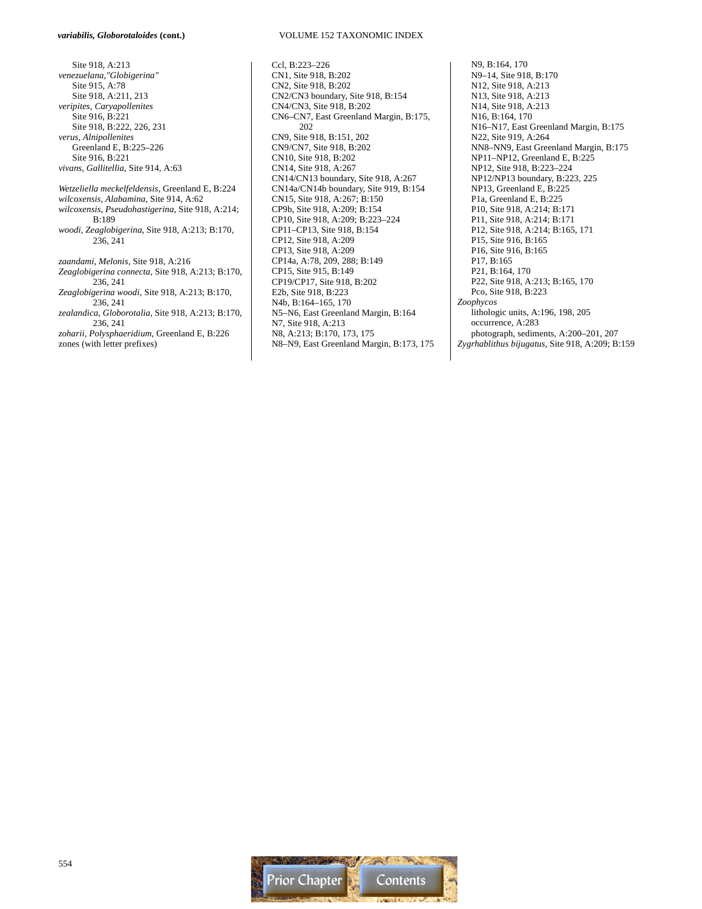*variabilis, Globorotaloides* (cont.)

Site 918, A:213

*venezuelana,"Globigerina"*

Site 915, A:78

Site 918, A:211, 213

*veripites, Caryapollenites*

Site 916, B:221

Site 918, B:222, 226, 231

*verus, Alnipollenites*

Greenland E, B:225–226

Site 916, B:221

*vivans, Gallitellia,* Site 914, A:63

*Wetzeliella meckelfeldensis,* Greenland E, B:224

*wilcoxensis, Alabamina,* Site 914, A:62

*wilcoxensis, Pseudohastigerina,* Site 918, A:214; B:189

*woodi, Zeaglobigerina,* Site 918, A:213; B:170, 236, 241

*zaandami, Melonis,* Site 918, A:216

*Zeaglobigerina connecta,* Site 918, A:213; B:170, 236, 241

*Zeaglobigerina woodi,* Site 918, A:213; B:170, 236, 241

*zealandica, Globorotalia,* Site 918, A:213; B:170, 236, 241

*zoharii, Polysphaeridium,* Greenland E, B:226

zones (with letter prefixes)

Ccl, B:223–226

CN1, Site 918, B:202

CN2, Site 918, B:202

CN2/CN3 boundary, Site 918, B:154

CN4/CN3, Site 918, B:202

CN6–CN7, East Greenland Margin, B:175, 202

CN9, Site 918, B:151, 202

CN9/CN7, Site 918, B:202

CN10, Site 918, B:202

CN14, Site 918, A:267

CN14/CN13 boundary, Site 918, A:267

CN14a/CN14b boundary, Site 919, B:154

CN15, Site 918, A:267; B:150

CP9b, Site 918, A:209; B:154

CP10, Site 918, A:209; B:223–224

CP11–CP13, Site 918, B:154

CP12, Site 918, A:209

CP13, Site 918, A:209

CP14a, A:78, 209, 288; B:149

CP15, Site 915, B:149

CP19/CP17, Site 918, B:202

E2b, Site 918, B:223

N4b, B:164–165, 170

N5–N6, East Greenland Margin, B:164

N7, Site 918, A:213

N8, A:213; B:170, 173, 175

N8–N9, East Greenland Margin, B:173, 175

N9, B:164, 170

N9–14, Site 918, B:170

N12, Site 918, A:213

N13, Site 918, A:213

N14, Site 918, A:213

N16, B:164, 170

N16–N17, East Greenland Margin, B:175

N22, Site 919, A:264

NN8–NN9, East Greenland Margin, B:175

NP11–NP12, Greenland E, B:225

NP12, Site 918, B:223–224

NP12/NP13 boundary, B:223, 225

NP13, Greenland E, B:225

P1a, Greenland E, B:225

P10, Site 918, A:214; B:171

P11, Site 918, A:214; B:171

P12, Site 918, A:214; B:165, 171

P15, Site 916, B:165

P16, Site 916, B:165

P17, B:165

P21, B:164, 170

P22, Site 918, A:213; B:165, 170

Pco, Site 918, B:223

*Zoophycos*

lithologic units, A:196, 198, 205

occurrence, A:283

photograph, sediments, A:200–201, 207

*Zygrhablithus bijugatus,* Site 918, A:209; B:159